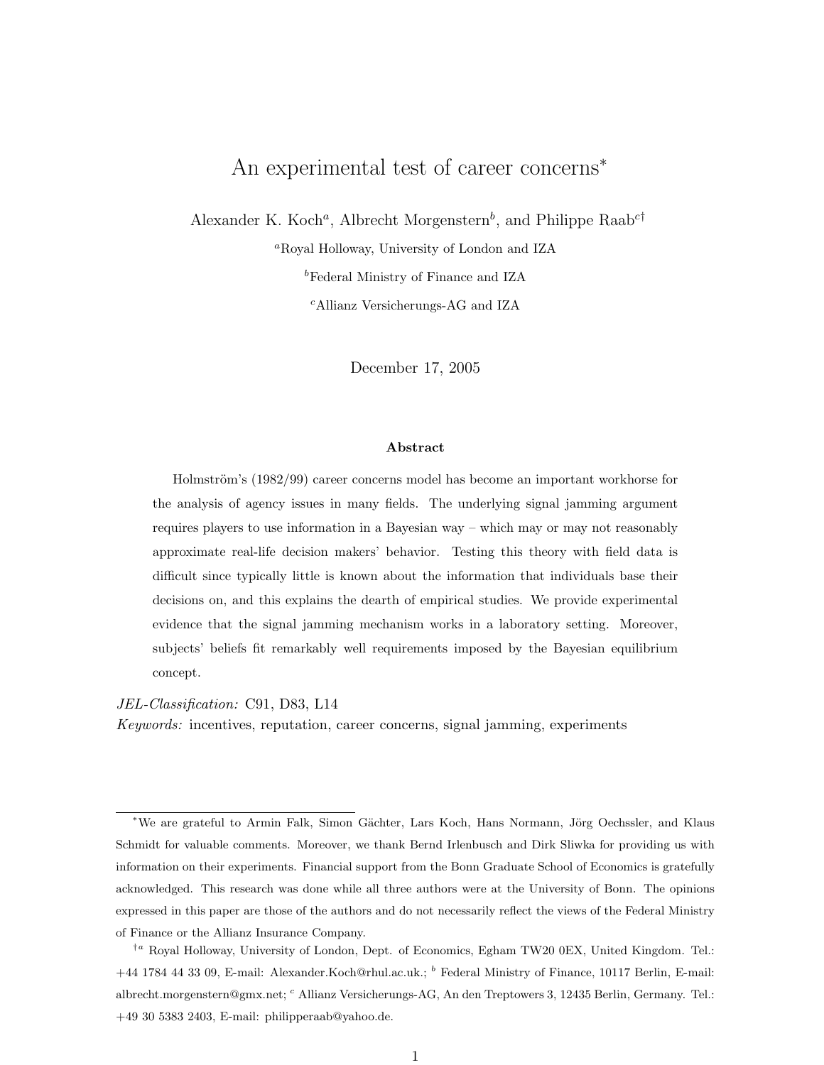# An experimental test of career concerns*

Alexander K. Koch[a], Albrecht Morgenstern[b], and Philippe Raab[c†]

[a]Royal Holloway, University of London and IZA

[b]Federal Ministry of Finance and IZA

[c]Allianz Versicherungs-AG and IZA

December 17, 2005

**Abstract**

Holmström's (1982/99) career concerns model has become an important workhorse for the analysis of agency issues in many fields. The underlying signal jamming argument requires players to use information in a Bayesian way – which may or may not reasonably approximate real-life decision makers' behavior. Testing this theory with field data is difficult since typically little is known about the information that individuals base their decisions on, and this explains the dearth of empirical studies. We provide experimental evidence that the signal jamming mechanism works in a laboratory setting. Moreover, subjects' beliefs fit remarkably well requirements imposed by the Bayesian equilibrium concept.

*JEL-Classification:* C91, D83, L14

*Keywords:* incentives, reputation, career concerns, signal jamming, experiments

---

*We are grateful to Armin Falk, Simon Gächter, Lars Koch, Hans Normann, Jörg Oechssler, and Klaus Schmidt for valuable comments. Moreover, we thank Bernd Irlenbusch and Dirk Sliwka for providing us with information on their experiments. Financial support from the Bonn Graduate School of Economics is gratefully acknowledged. This research was done while all three authors were at the University of Bonn. The opinions expressed in this paper are those of the authors and do not necessarily reflect the views of the Federal Ministry of Finance or the Allianz Insurance Company.

†[a] Royal Holloway, University of London, Dept. of Economics, Egham TW20 0EX, United Kingdom. Tel.: +44 1784 44 33 09, E-mail: Alexander.Koch@rhul.ac.uk.; [b] Federal Ministry of Finance, 10117 Berlin, E-mail: albrecht.morgenstern@gmx.net; [c] Allianz Versicherungs-AG, An den Treptowers 3, 12435 Berlin, Germany. Tel.: +49 30 5383 2403, E-mail: philipperaab@yahoo.de.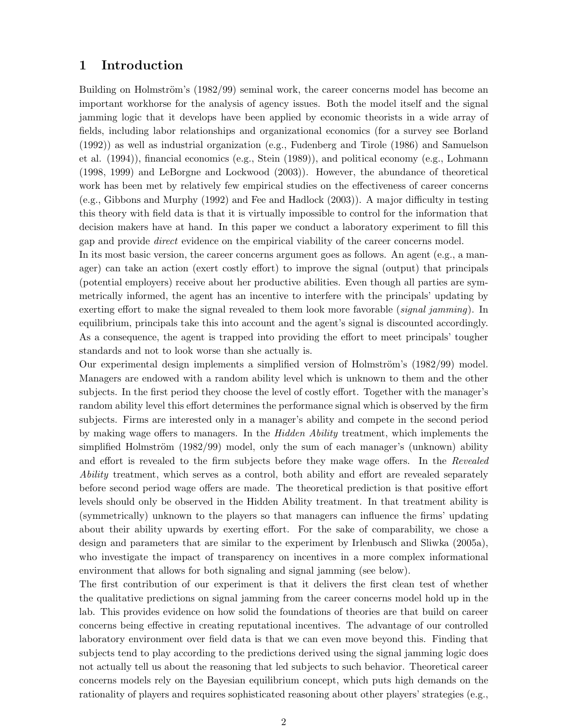# 1 Introduction

Building on Holmström's (1982/99) seminal work, the career concerns model has become an important workhorse for the analysis of agency issues. Both the model itself and the signal jamming logic that it develops have been applied by economic theorists in a wide array of fields, including labor relationships and organizational economics (for a survey see Borland (1992)) as well as industrial organization (e.g., Fudenberg and Tirole (1986) and Samuelson et al. (1994)), financial economics (e.g., Stein (1989)), and political economy (e.g., Lohmann (1998, 1999) and LeBorgne and Lockwood (2003)). However, the abundance of theoretical work has been met by relatively few empirical studies on the effectiveness of career concerns (e.g., Gibbons and Murphy (1992) and Fee and Hadlock (2003)). A major difficulty in testing this theory with field data is that it is virtually impossible to control for the information that decision makers have at hand. In this paper we conduct a laboratory experiment to fill this gap and provide *direct* evidence on the empirical viability of the career concerns model.

In its most basic version, the career concerns argument goes as follows. An agent (e.g., a manager) can take an action (exert costly effort) to improve the signal (output) that principals (potential employers) receive about her productive abilities. Even though all parties are symmetrically informed, the agent has an incentive to interfere with the principals' updating by exerting effort to make the signal revealed to them look more favorable (*signal jamming*). In equilibrium, principals take this into account and the agent's signal is discounted accordingly. As a consequence, the agent is trapped into providing the effort to meet principals' tougher standards and not to look worse than she actually is.

Our experimental design implements a simplified version of Holmström's (1982/99) model. Managers are endowed with a random ability level which is unknown to them and the other subjects. In the first period they choose the level of costly effort. Together with the manager's random ability level this effort determines the performance signal which is observed by the firm subjects. Firms are interested only in a manager's ability and compete in the second period by making wage offers to managers. In the *Hidden Ability* treatment, which implements the simplified Holmström (1982/99) model, only the sum of each manager's (unknown) ability and effort is revealed to the firm subjects before they make wage offers. In the *Revealed Ability* treatment, which serves as a control, both ability and effort are revealed separately before second period wage offers are made. The theoretical prediction is that positive effort levels should only be observed in the Hidden Ability treatment. In that treatment ability is (symmetrically) unknown to the players so that managers can influence the firms' updating about their ability upwards by exerting effort. For the sake of comparability, we chose a design and parameters that are similar to the experiment by Irlenbusch and Sliwka (2005a), who investigate the impact of transparency on incentives in a more complex informational environment that allows for both signaling and signal jamming (see below).

The first contribution of our experiment is that it delivers the first clean test of whether the qualitative predictions on signal jamming from the career concerns model hold up in the lab. This provides evidence on how solid the foundations of theories are that build on career concerns being effective in creating reputational incentives. The advantage of our controlled laboratory environment over field data is that we can even move beyond this. Finding that subjects tend to play according to the predictions derived using the signal jamming logic does not actually tell us about the reasoning that led subjects to such behavior. Theoretical career concerns models rely on the Bayesian equilibrium concept, which puts high demands on the rationality of players and requires sophisticated reasoning about other players' strategies (e.g.,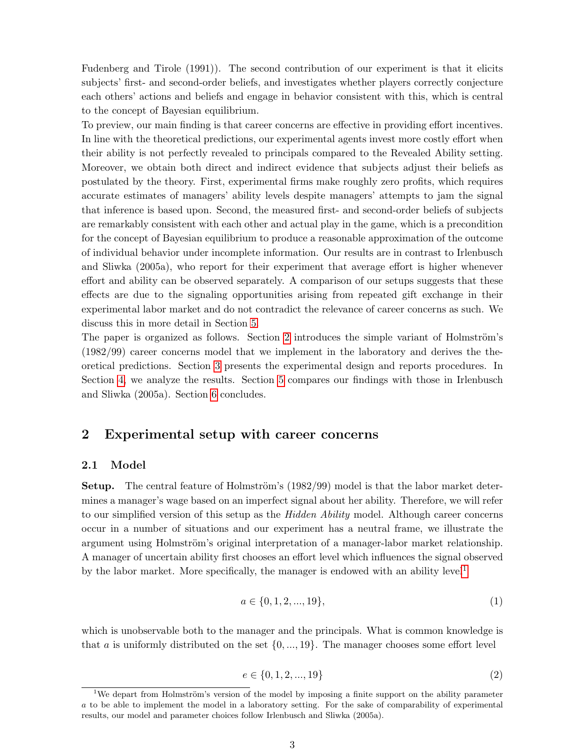Fudenberg and Tirole (1991)). The second contribution of our experiment is that it elicits subjects' first- and second-order beliefs, and investigates whether players correctly conjecture each others' actions and beliefs and engage in behavior consistent with this, which is central to the concept of Bayesian equilibrium.

To preview, our main finding is that career concerns are effective in providing effort incentives. In line with the theoretical predictions, our experimental agents invest more costly effort when their ability is not perfectly revealed to principals compared to the Revealed Ability setting. Moreover, we obtain both direct and indirect evidence that subjects adjust their beliefs as postulated by the theory. First, experimental firms make roughly zero profits, which requires accurate estimates of managers' ability levels despite managers' attempts to jam the signal that inference is based upon. Second, the measured first- and second-order beliefs of subjects are remarkably consistent with each other and actual play in the game, which is a precondition for the concept of Bayesian equilibrium to produce a reasonable approximation of the outcome of individual behavior under incomplete information. Our results are in contrast to Irlenbusch and Sliwka (2005a), who report for their experiment that average effort is higher whenever effort and ability can be observed separately. A comparison of our setups suggests that these effects are due to the signaling opportunities arising from repeated gift exchange in their experimental labor market and do not contradict the relevance of career concerns as such. We discuss this in more detail in Section 5.

The paper is organized as follows. Section 2 introduces the simple variant of Holmström's (1982/99) career concerns model that we implement in the laboratory and derives the theoretical predictions. Section 3 presents the experimental design and reports procedures. In Section 4, we analyze the results. Section 5 compares our findings with those in Irlenbusch and Sliwka (2005a). Section 6 concludes.

## 2 Experimental setup with career concerns

### 2.1 Model

**Setup.** The central feature of Holmström's (1982/99) model is that the labor market determines a manager's wage based on an imperfect signal about her ability. Therefore, we will refer to our simplified version of this setup as the *Hidden Ability* model. Although career concerns occur in a number of situations and our experiment has a neutral frame, we illustrate the argument using Holmström's original interpretation of a manager-labor market relationship. A manager of uncertain ability first chooses an effort level which influences the signal observed by the labor market. More specifically, the manager is endowed with an ability level[1]

$$a \in \{0, 1, 2, ..., 19\}, \tag{1}$$

which is unobservable both to the manager and the principals. What is common knowledge is that $a$ is uniformly distributed on the set $\{0, ..., 19\}$. The manager chooses some effort level

$$e \in \{0, 1, 2, ..., 19\} \tag{2}$$

[1] We depart from Holmström's version of the model by imposing a finite support on the ability parameter $a$ to be able to implement the model in a laboratory setting. For the sake of comparability of experimental results, our model and parameter choices follow Irlenbusch and Sliwka (2005a).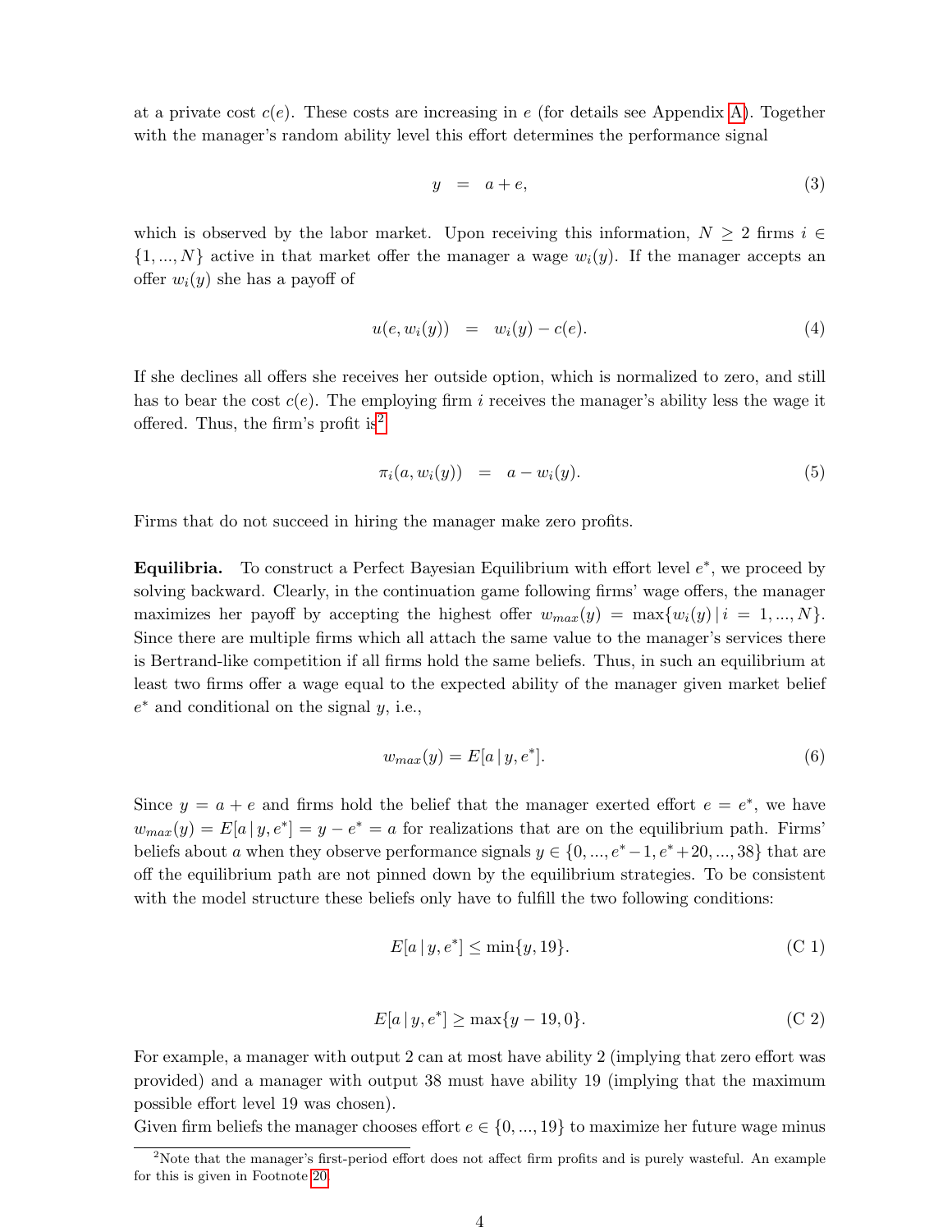at a private cost $c(e)$. These costs are increasing in $e$ (for details see Appendix A). Together with the manager's random ability level this effort determines the performance signal

$$y \quad = \quad a + e, \tag{3}$$

which is observed by the labor market. Upon receiving this information, $N \geq 2$ firms $i \in \{1, ..., N\}$ active in that market offer the manager a wage $w_i(y)$. If the manager accepts an offer $w_i(y)$ she has a payoff of

$$u(e, w_i(y)) \quad = \quad w_i(y) - c(e). \tag{4}$$

If she declines all offers she receives her outside option, which is normalized to zero, and still has to bear the cost $c(e)$. The employing firm $i$ receives the manager's ability less the wage it offered. Thus, the firm's profit is[2]

$$\pi_i(a, w_i(y)) \quad = \quad a - w_i(y). \tag{5}$$

Firms that do not succeed in hiring the manager make zero profits.

**Equilibria.** To construct a Perfect Bayesian Equilibrium with effort level $e^*$, we proceed by solving backward. Clearly, in the continuation game following firms' wage offers, the manager maximizes her payoff by accepting the highest offer $w_{max}(y) = \max\{w_i(y) \,|\, i = 1, ..., N\}$. Since there are multiple firms which all attach the same value to the manager's services there is Bertrand-like competition if all firms hold the same beliefs. Thus, in such an equilibrium at least two firms offer a wage equal to the expected ability of the manager given market belief $e^*$ and conditional on the signal $y$, i.e.,

$$w_{max}(y) = E[a \,|\, y, e^*]. \tag{6}$$

Since $y = a + e$ and firms hold the belief that the manager exerted effort $e = e^*$, we have $w_{max}(y) = E[a \,|\, y, e^*] = y - e^* = a$ for realizations that are on the equilibrium path. Firms' beliefs about $a$ when they observe performance signals $y \in \{0, ..., e^* - 1, e^* + 20, ..., 38\}$ that are off the equilibrium path are not pinned down by the equilibrium strategies. To be consistent with the model structure these beliefs only have to fulfill the two following conditions:

$$E[a \,|\, y, e^*] \leq \min\{y, 19\}. \tag{C 1}$$

$$E[a \,|\, y, e^*] \geq \max\{y - 19, 0\}. \tag{C 2}$$

For example, a manager with output 2 can at most have ability 2 (implying that zero effort was provided) and a manager with output 38 must have ability 19 (implying that the maximum possible effort level 19 was chosen).

Given firm beliefs the manager chooses effort $e \in \{0, ..., 19\}$ to maximize her future wage minus

[2] Note that the manager's first-period effort does not affect firm profits and is purely wasteful. An example for this is given in Footnote 20.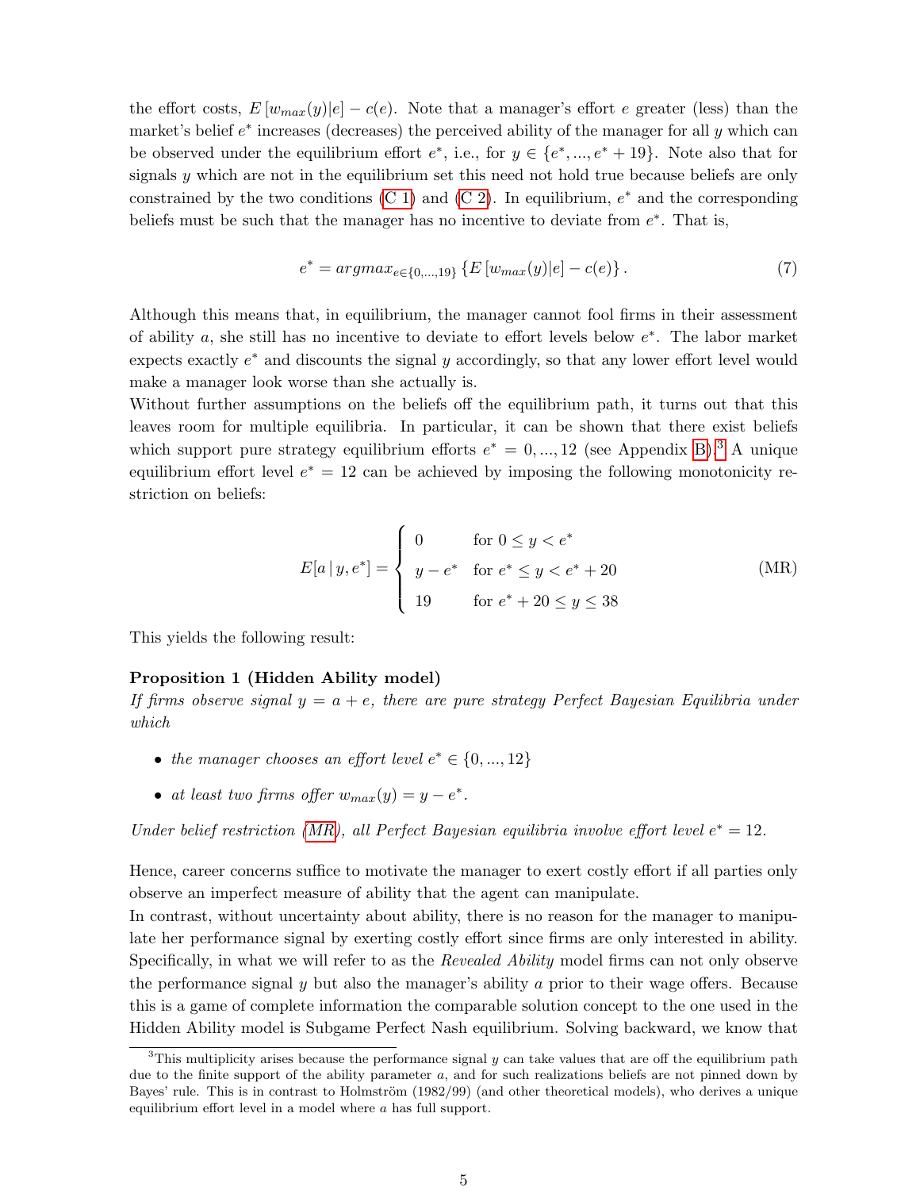the effort costs, $E\left[w_{max}(y)|e\right] - c(e)$. Note that a manager's effort $e$ greater (less) than the market's belief $e^*$ increases (decreases) the perceived ability of the manager for all $y$ which can be observed under the equilibrium effort $e^*$, i.e., for $y \in \{e^*, ..., e^*+19\}$. Note also that for signals $y$ which are not in the equilibrium set this need not hold true because beliefs are only constrained by the two conditions (C 1) and (C 2). In equilibrium, $e^*$ and the corresponding beliefs must be such that the manager has no incentive to deviate from $e^*$. That is,

$$e^* = argmax_{e \in \{0,...,19\}} \left\{ E\left[w_{max}(y)|e\right] - c(e) \right\}. \tag{7}$$

Although this means that, in equilibrium, the manager cannot fool firms in their assessment of ability $a$, she still has no incentive to deviate to effort levels below $e^*$. The labor market expects exactly $e^*$ and discounts the signal $y$ accordingly, so that any lower effort level would make a manager look worse than she actually is.

Without further assumptions on the beliefs off the equilibrium path, it turns out that this leaves room for multiple equilibria. In particular, it can be shown that there exist beliefs which support pure strategy equilibrium efforts $e^* = 0, ..., 12$ (see Appendix B).[3] A unique equilibrium effort level $e^* = 12$ can be achieved by imposing the following monotonicity restriction on beliefs:

$$E[a \,|\, y, e^*] = \begin{cases} 0 & \text{for } 0 \leq y < e^* \\ y - e^* & \text{for } e^* \leq y < e^* + 20 \\ 19 & \text{for } e^* + 20 \leq y \leq 38 \end{cases} \tag{MR}$$

This yields the following result:

**Proposition 1 (Hidden Ability model)**
*If firms observe signal $y = a + e$, there are pure strategy Perfect Bayesian Equilibria under which*

- *the manager chooses an effort level $e^* \in \{0, ..., 12\}$*
- *at least two firms offer $w_{max}(y) = y - e^*$.*

*Under belief restriction (MR), all Perfect Bayesian equilibria involve effort level $e^* = 12$.*

Hence, career concerns suffice to motivate the manager to exert costly effort if all parties only observe an imperfect measure of ability that the agent can manipulate.

In contrast, without uncertainty about ability, there is no reason for the manager to manipulate her performance signal by exerting costly effort since firms are only interested in ability. Specifically, in what we will refer to as the *Revealed Ability* model firms can not only observe the performance signal $y$ but also the manager's ability $a$ prior to their wage offers. Because this is a game of complete information the comparable solution concept to the one used in the Hidden Ability model is Subgame Perfect Nash equilibrium. Solving backward, we know that

[3] This multiplicity arises because the performance signal $y$ can take values that are off the equilibrium path due to the finite support of the ability parameter $a$, and for such realizations beliefs are not pinned down by Bayes' rule. This is in contrast to Holmström (1982/99) (and other theoretical models), who derives a unique equilibrium effort level in a model where $a$ has full support.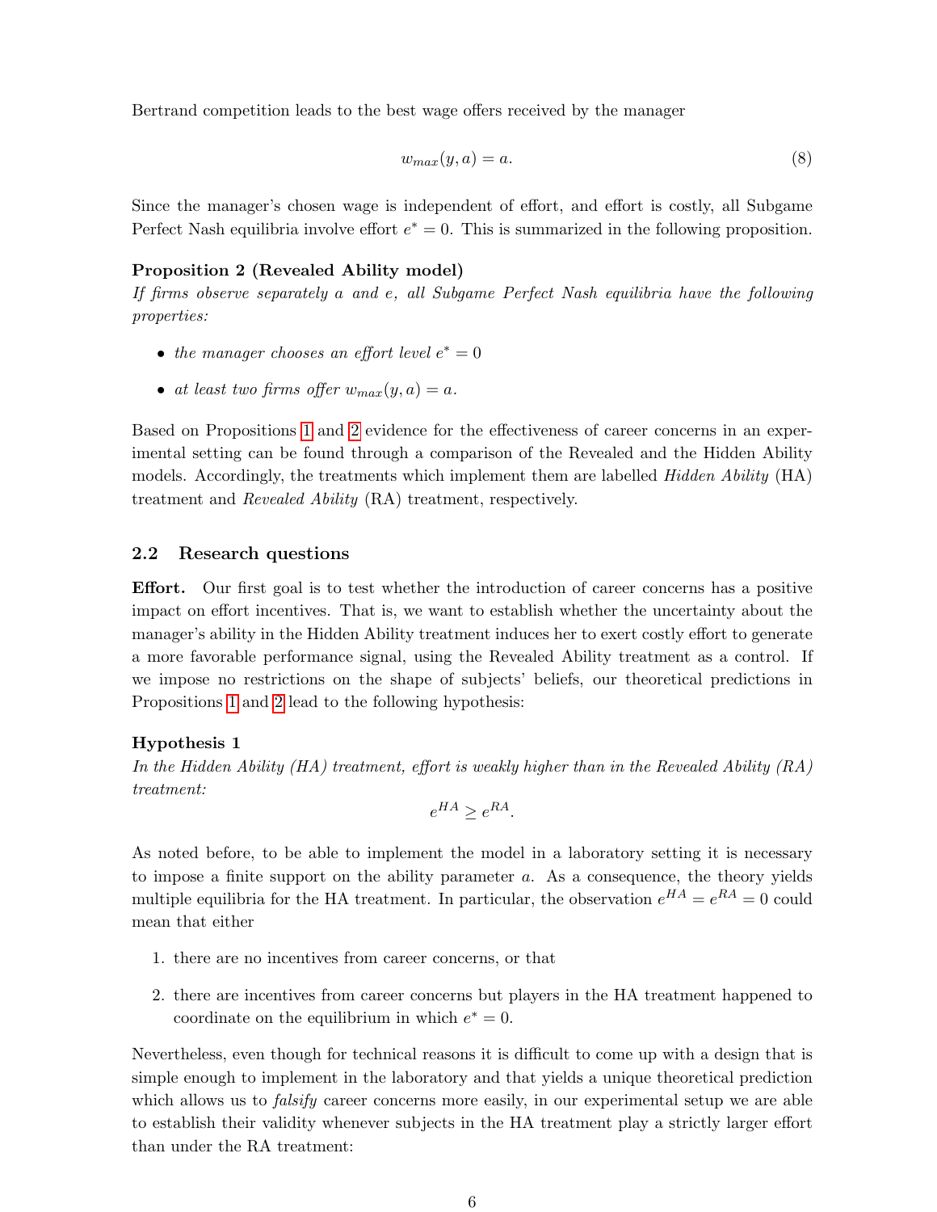Bertrand competition leads to the best wage offers received by the manager

$$w_{max}(y, a) = a. \tag{8}$$

Since the manager's chosen wage is independent of effort, and effort is costly, all Subgame Perfect Nash equilibria involve effort $e^* = 0$. This is summarized in the following proposition.

**Proposition 2 (Revealed Ability model)**
*If firms observe separately $a$ and $e$, all Subgame Perfect Nash equilibria have the following properties:*

- *the manager chooses an effort level $e^* = 0$*
- *at least two firms offer $w_{max}(y, a) = a$.*

Based on Propositions 1 and 2 evidence for the effectiveness of career concerns in an experimental setting can be found through a comparison of the Revealed and the Hidden Ability models. Accordingly, the treatments which implement them are labelled *Hidden Ability* (HA) treatment and *Revealed Ability* (RA) treatment, respectively.

## 2.2 Research questions

**Effort.** Our first goal is to test whether the introduction of career concerns has a positive impact on effort incentives. That is, we want to establish whether the uncertainty about the manager's ability in the Hidden Ability treatment induces her to exert costly effort to generate a more favorable performance signal, using the Revealed Ability treatment as a control. If we impose no restrictions on the shape of subjects' beliefs, our theoretical predictions in Propositions 1 and 2 lead to the following hypothesis:

**Hypothesis 1**
*In the Hidden Ability (HA) treatment, effort is weakly higher than in the Revealed Ability (RA) treatment:*

$$e^{HA} \geq e^{RA}.$$

As noted before, to be able to implement the model in a laboratory setting it is necessary to impose a finite support on the ability parameter $a$. As a consequence, the theory yields multiple equilibria for the HA treatment. In particular, the observation $e^{HA} = e^{RA} = 0$ could mean that either

1. there are no incentives from career concerns, or that
2. there are incentives from career concerns but players in the HA treatment happened to coordinate on the equilibrium in which $e^* = 0$.

Nevertheless, even though for technical reasons it is difficult to come up with a design that is simple enough to implement in the laboratory and that yields a unique theoretical prediction which allows us to *falsify* career concerns more easily, in our experimental setup we are able to establish their validity whenever subjects in the HA treatment play a strictly larger effort than under the RA treatment: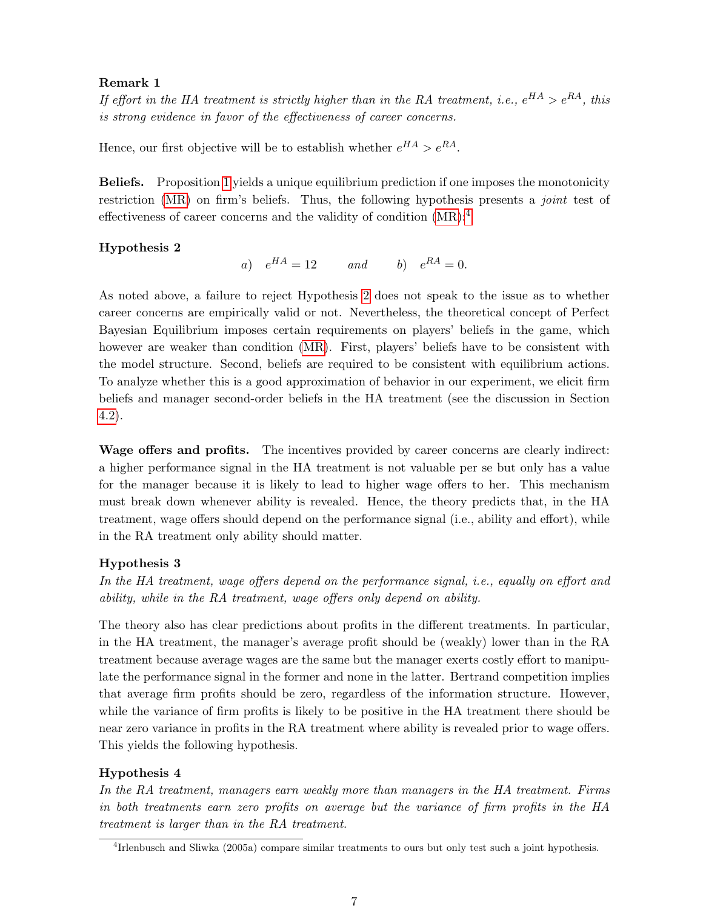**Remark 1**

*If effort in the HA treatment is strictly higher than in the RA treatment, i.e.,* $e^{HA} > e^{RA}$*, this is strong evidence in favor of the effectiveness of career concerns.*

Hence, our first objective will be to establish whether $e^{HA} > e^{RA}$.

**Beliefs.** Proposition 1 yields a unique equilibrium prediction if one imposes the monotonicity restriction (MR) on firm's beliefs. Thus, the following hypothesis presents a *joint* test of effectiveness of career concerns and the validity of condition (MR):[4]

**Hypothesis 2**

$$a) \quad e^{HA} = 12 \qquad \text{and} \qquad b) \quad e^{RA} = 0.$$

As noted above, a failure to reject Hypothesis 2 does not speak to the issue as to whether career concerns are empirically valid or not. Nevertheless, the theoretical concept of Perfect Bayesian Equilibrium imposes certain requirements on players' beliefs in the game, which however are weaker than condition (MR). First, players' beliefs have to be consistent with the model structure. Second, beliefs are required to be consistent with equilibrium actions. To analyze whether this is a good approximation of behavior in our experiment, we elicit firm beliefs and manager second-order beliefs in the HA treatment (see the discussion in Section 4.2).

**Wage offers and profits.** The incentives provided by career concerns are clearly indirect: a higher performance signal in the HA treatment is not valuable per se but only has a value for the manager because it is likely to lead to higher wage offers to her. This mechanism must break down whenever ability is revealed. Hence, the theory predicts that, in the HA treatment, wage offers should depend on the performance signal (i.e., ability and effort), while in the RA treatment only ability should matter.

**Hypothesis 3**

*In the HA treatment, wage offers depend on the performance signal, i.e., equally on effort and ability, while in the RA treatment, wage offers only depend on ability.*

The theory also has clear predictions about profits in the different treatments. In particular, in the HA treatment, the manager's average profit should be (weakly) lower than in the RA treatment because average wages are the same but the manager exerts costly effort to manipulate the performance signal in the former and none in the latter. Bertrand competition implies that average firm profits should be zero, regardless of the information structure. However, while the variance of firm profits is likely to be positive in the HA treatment there should be near zero variance in profits in the RA treatment where ability is revealed prior to wage offers. This yields the following hypothesis.

**Hypothesis 4**

*In the RA treatment, managers earn weakly more than managers in the HA treatment. Firms in both treatments earn zero profits on average but the variance of firm profits in the HA treatment is larger than in the RA treatment.*

[4] Irlenbusch and Sliwka (2005a) compare similar treatments to ours but only test such a joint hypothesis.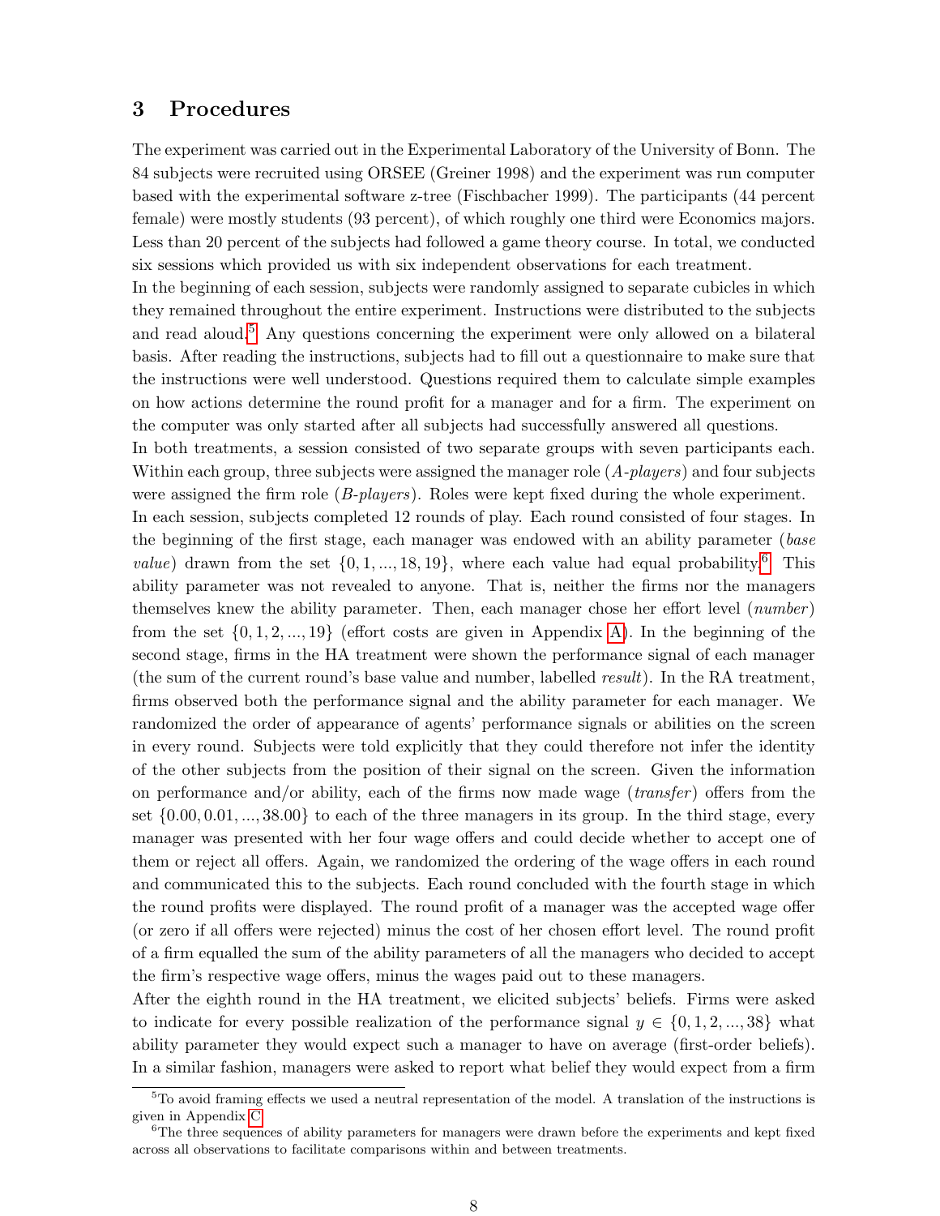## 3 Procedures

The experiment was carried out in the Experimental Laboratory of the University of Bonn. The 84 subjects were recruited using ORSEE (Greiner 1998) and the experiment was run computer based with the experimental software z-tree (Fischbacher 1999). The participants (44 percent female) were mostly students (93 percent), of which roughly one third were Economics majors. Less than 20 percent of the subjects had followed a game theory course. In total, we conducted six sessions which provided us with six independent observations for each treatment.

In the beginning of each session, subjects were randomly assigned to separate cubicles in which they remained throughout the entire experiment. Instructions were distributed to the subjects and read aloud.[5] Any questions concerning the experiment were only allowed on a bilateral basis. After reading the instructions, subjects had to fill out a questionnaire to make sure that the instructions were well understood. Questions required them to calculate simple examples on how actions determine the round profit for a manager and for a firm. The experiment on the computer was only started after all subjects had successfully answered all questions.

In both treatments, a session consisted of two separate groups with seven participants each. Within each group, three subjects were assigned the manager role (*A-players*) and four subjects were assigned the firm role (*B-players*). Roles were kept fixed during the whole experiment.

In each session, subjects completed 12 rounds of play. Each round consisted of four stages. In the beginning of the first stage, each manager was endowed with an ability parameter (*base value*) drawn from the set $\{0, 1, ..., 18, 19\}$, where each value had equal probability.[6] This ability parameter was not revealed to anyone. That is, neither the firms nor the managers themselves knew the ability parameter. Then, each manager chose her effort level (*number*) from the set $\{0, 1, 2, ..., 19\}$ (effort costs are given in Appendix A). In the beginning of the second stage, firms in the HA treatment were shown the performance signal of each manager (the sum of the current round's base value and number, labelled *result*). In the RA treatment, firms observed both the performance signal and the ability parameter for each manager. We randomized the order of appearance of agents' performance signals or abilities on the screen in every round. Subjects were told explicitly that they could therefore not infer the identity of the other subjects from the position of their signal on the screen. Given the information on performance and/or ability, each of the firms now made wage (*transfer*) offers from the set $\{0.00, 0.01, ..., 38.00\}$ to each of the three managers in its group. In the third stage, every manager was presented with her four wage offers and could decide whether to accept one of them or reject all offers. Again, we randomized the ordering of the wage offers in each round and communicated this to the subjects. Each round concluded with the fourth stage in which the round profits were displayed. The round profit of a manager was the accepted wage offer (or zero if all offers were rejected) minus the cost of her chosen effort level. The round profit of a firm equalled the sum of the ability parameters of all the managers who decided to accept the firm's respective wage offers, minus the wages paid out to these managers.

After the eighth round in the HA treatment, we elicited subjects' beliefs. Firms were asked to indicate for every possible realization of the performance signal $y \in \{0, 1, 2, ..., 38\}$ what ability parameter they would expect such a manager to have on average (first-order beliefs). In a similar fashion, managers were asked to report what belief they would expect from a firm

[5] To avoid framing effects we used a neutral representation of the model. A translation of the instructions is given in Appendix C.

[6] The three sequences of ability parameters for managers were drawn before the experiments and kept fixed across all observations to facilitate comparisons within and between treatments.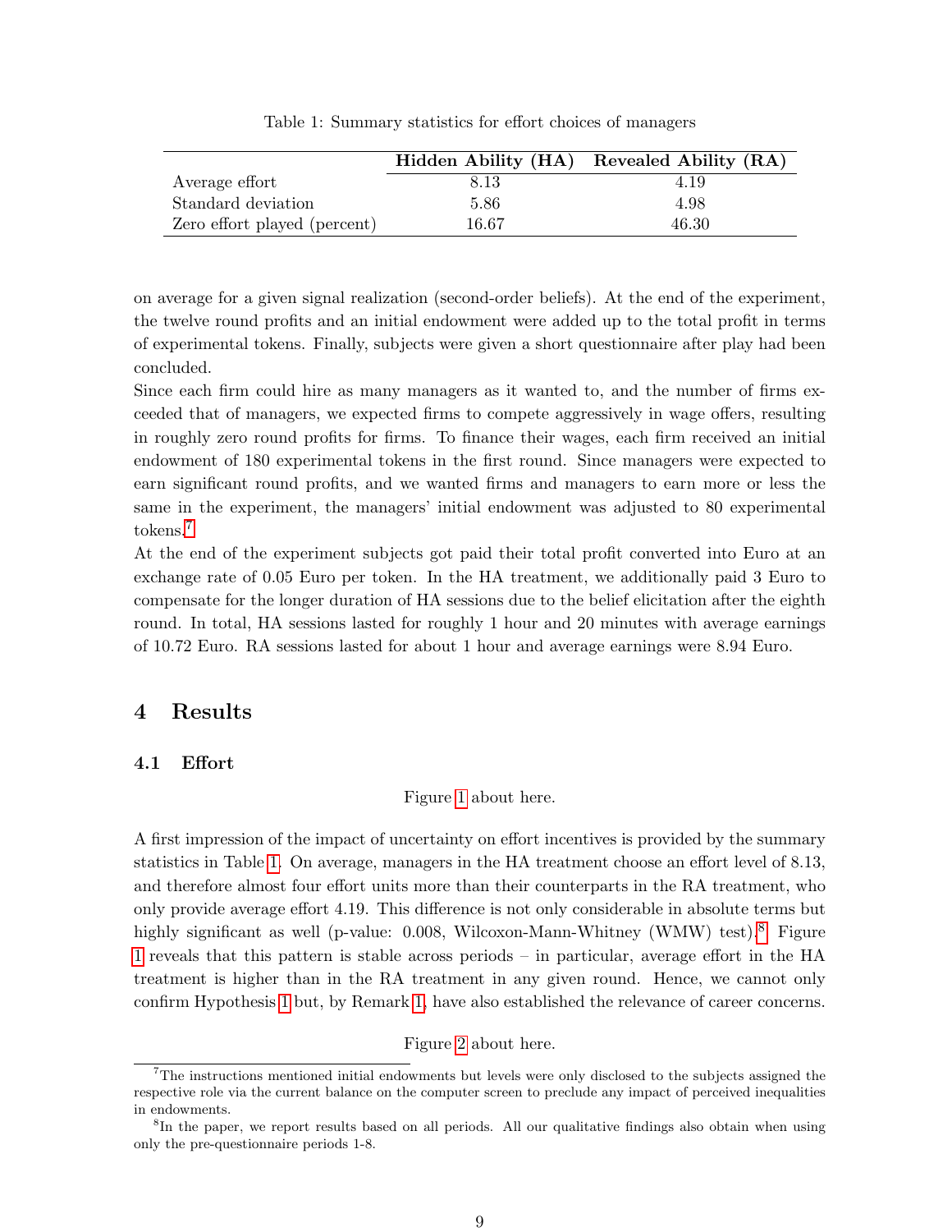Table 1: Summary statistics for effort choices of managers

| | **Hidden Ability (HA)** | **Revealed Ability (RA)** |
|---|---|---|
| Average effort | 8.13 | 4.19 |
| Standard deviation | 5.86 | 4.98 |
| Zero effort played (percent) | 16.67 | 46.30 |

on average for a given signal realization (second-order beliefs). At the end of the experiment, the twelve round profits and an initial endowment were added up to the total profit in terms of experimental tokens. Finally, subjects were given a short questionnaire after play had been concluded.

Since each firm could hire as many managers as it wanted to, and the number of firms exceeded that of managers, we expected firms to compete aggressively in wage offers, resulting in roughly zero round profits for firms. To finance their wages, each firm received an initial endowment of 180 experimental tokens in the first round. Since managers were expected to earn significant round profits, and we wanted firms and managers to earn more or less the same in the experiment, the managers' initial endowment was adjusted to 80 experimental tokens.[7]

At the end of the experiment subjects got paid their total profit converted into Euro at an exchange rate of 0.05 Euro per token. In the HA treatment, we additionally paid 3 Euro to compensate for the longer duration of HA sessions due to the belief elicitation after the eighth round. In total, HA sessions lasted for roughly 1 hour and 20 minutes with average earnings of 10.72 Euro. RA sessions lasted for about 1 hour and average earnings were 8.94 Euro.

# 4 Results

## 4.1 Effort

Figure 1 about here.

A first impression of the impact of uncertainty on effort incentives is provided by the summary statistics in Table 1. On average, managers in the HA treatment choose an effort level of 8.13, and therefore almost four effort units more than their counterparts in the RA treatment, who only provide average effort 4.19. This difference is not only considerable in absolute terms but highly significant as well (p-value: 0.008, Wilcoxon-Mann-Whitney (WMW) test).[8] Figure 1 reveals that this pattern is stable across periods – in particular, average effort in the HA treatment is higher than in the RA treatment in any given round. Hence, we cannot only confirm Hypothesis 1 but, by Remark 1, have also established the relevance of career concerns.

Figure 2 about here.

[7] The instructions mentioned initial endowments but levels were only disclosed to the subjects assigned the respective role via the current balance on the computer screen to preclude any impact of perceived inequalities in endowments.

[8] In the paper, we report results based on all periods. All our qualitative findings also obtain when using only the pre-questionnaire periods 1-8.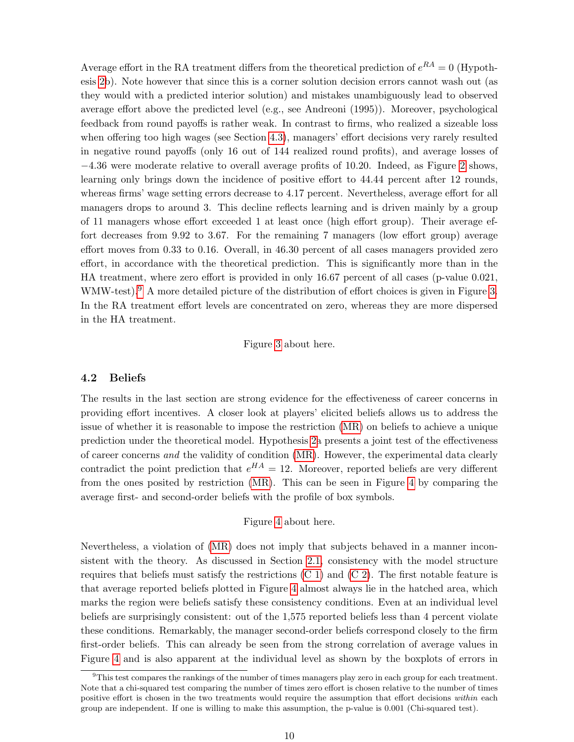Average effort in the RA treatment differs from the theoretical prediction of $e^{RA} = 0$ (Hypothesis 2b). Note however that since this is a corner solution decision errors cannot wash out (as they would with a predicted interior solution) and mistakes unambiguously lead to observed average effort above the predicted level (e.g., see Andreoni (1995)). Moreover, psychological feedback from round payoffs is rather weak. In contrast to firms, who realized a sizeable loss when offering too high wages (see Section 4.3), managers' effort decisions very rarely resulted in negative round payoffs (only 16 out of 144 realized round profits), and average losses of $-4.36$ were moderate relative to overall average profits of 10.20. Indeed, as Figure 2 shows, learning only brings down the incidence of positive effort to 44.44 percent after 12 rounds, whereas firms' wage setting errors decrease to 4.17 percent. Nevertheless, average effort for all managers drops to around 3. This decline reflects learning and is driven mainly by a group of 11 managers whose effort exceeded 1 at least once (high effort group). Their average effort decreases from 9.92 to 3.67. For the remaining 7 managers (low effort group) average effort moves from 0.33 to 0.16. Overall, in 46.30 percent of all cases managers provided zero effort, in accordance with the theoretical prediction. This is significantly more than in the HA treatment, where zero effort is provided in only 16.67 percent of all cases (p-value 0.021, WMW-test).[9] A more detailed picture of the distribution of effort choices is given in Figure 3. In the RA treatment effort levels are concentrated on zero, whereas they are more dispersed in the HA treatment.

Figure 3 about here.

## 4.2 Beliefs

The results in the last section are strong evidence for the effectiveness of career concerns in providing effort incentives. A closer look at players' elicited beliefs allows us to address the issue of whether it is reasonable to impose the restriction (MR) on beliefs to achieve a unique prediction under the theoretical model. Hypothesis 2a presents a joint test of the effectiveness of career concerns *and* the validity of condition (MR). However, the experimental data clearly contradict the point prediction that $e^{HA} = 12$. Moreover, reported beliefs are very different from the ones posited by restriction (MR). This can be seen in Figure 4 by comparing the average first- and second-order beliefs with the profile of box symbols.

Figure 4 about here.

Nevertheless, a violation of (MR) does not imply that subjects behaved in a manner inconsistent with the theory. As discussed in Section 2.1, consistency with the model structure requires that beliefs must satisfy the restrictions (C 1) and (C 2). The first notable feature is that average reported beliefs plotted in Figure 4 almost always lie in the hatched area, which marks the region were beliefs satisfy these consistency conditions. Even at an individual level beliefs are surprisingly consistent: out of the 1,575 reported beliefs less than 4 percent violate these conditions. Remarkably, the manager second-order beliefs correspond closely to the firm first-order beliefs. This can already be seen from the strong correlation of average values in Figure 4 and is also apparent at the individual level as shown by the boxplots of errors in

[9] This test compares the rankings of the number of times managers play zero in each group for each treatment. Note that a chi-squared test comparing the number of times zero effort is chosen relative to the number of times positive effort is chosen in the two treatments would require the assumption that effort decisions *within* each group are independent. If one is willing to make this assumption, the p-value is 0.001 (Chi-squared test).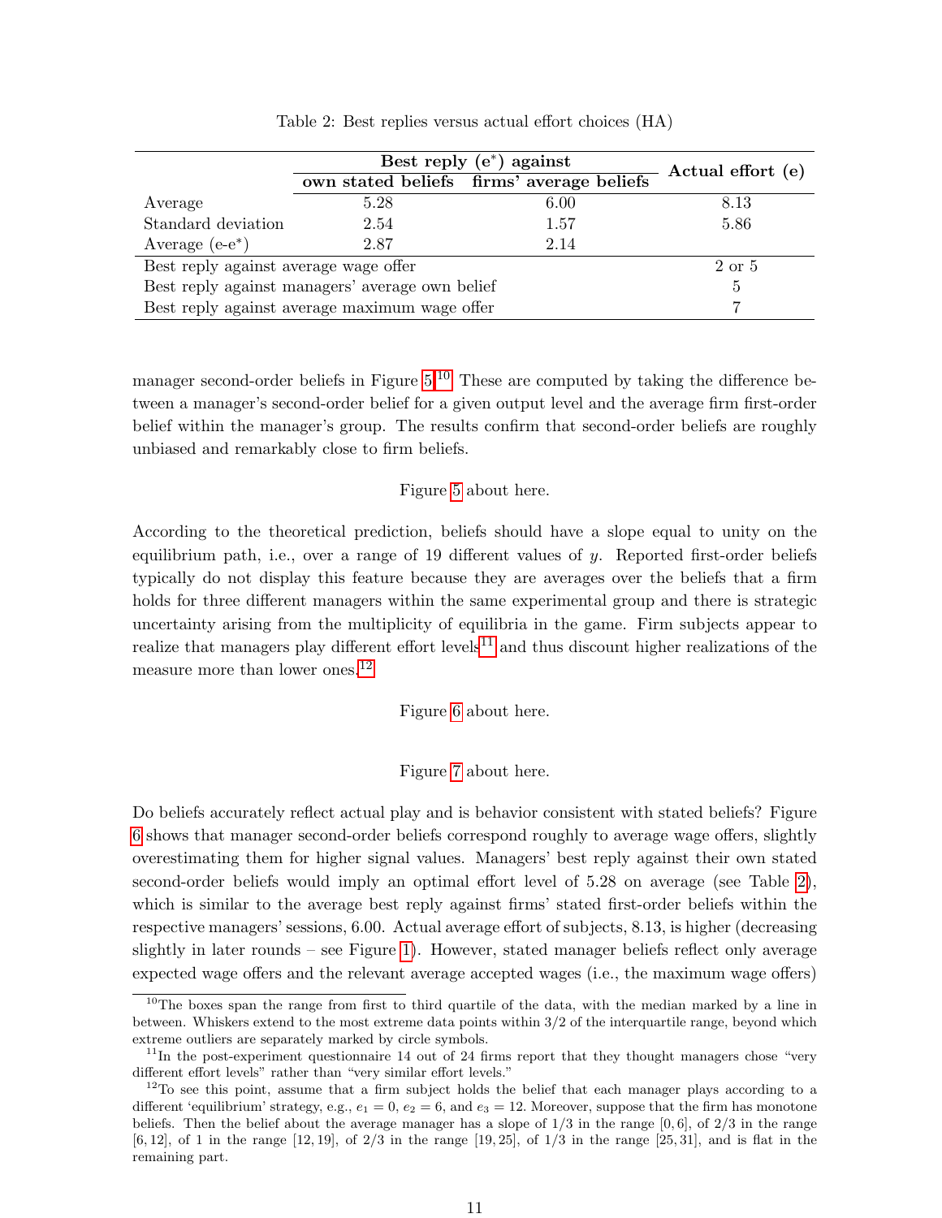Table 2: Best replies versus actual effort choices (HA)

| | Best reply ($e^*$) against | | Actual effort ($e$) |
|---|---|---|---|
| | own stated beliefs | firms' average beliefs | |
| Average | 5.28 | 6.00 | 8.13 |
| Standard deviation | 2.54 | 1.57 | 5.86 |
| Average ($e$-$e^*$) | 2.87 | 2.14 | |
| Best reply against average wage offer | | | 2 or 5 |
| Best reply against managers' average own belief | | | 5 |
| Best reply against average maximum wage offer | | | 7 |

manager second-order beliefs in Figure 5.[10] These are computed by taking the difference between a manager's second-order belief for a given output level and the average firm first-order belief within the manager's group. The results confirm that second-order beliefs are roughly unbiased and remarkably close to firm beliefs.

Figure 5 about here.

According to the theoretical prediction, beliefs should have a slope equal to unity on the equilibrium path, i.e., over a range of 19 different values of $y$. Reported first-order beliefs typically do not display this feature because they are averages over the beliefs that a firm holds for three different managers within the same experimental group and there is strategic uncertainty arising from the multiplicity of equilibria in the game. Firm subjects appear to realize that managers play different effort levels[11] and thus discount higher realizations of the measure more than lower ones.[12]

Figure 6 about here.

Figure 7 about here.

Do beliefs accurately reflect actual play and is behavior consistent with stated beliefs? Figure 6 shows that manager second-order beliefs correspond roughly to average wage offers, slightly overestimating them for higher signal values. Managers' best reply against their own stated second-order beliefs would imply an optimal effort level of 5.28 on average (see Table 2), which is similar to the average best reply against firms' stated first-order beliefs within the respective managers' sessions, 6.00. Actual average effort of subjects, 8.13, is higher (decreasing slightly in later rounds – see Figure 1). However, stated manager beliefs reflect only average expected wage offers and the relevant average accepted wages (i.e., the maximum wage offers)

[10] The boxes span the range from first to third quartile of the data, with the median marked by a line in between. Whiskers extend to the most extreme data points within 3/2 of the interquartile range, beyond which extreme outliers are separately marked by circle symbols.

[11] In the post-experiment questionnaire 14 out of 24 firms report that they thought managers chose "very different effort levels" rather than "very similar effort levels."

[12] To see this point, assume that a firm subject holds the belief that each manager plays according to a different 'equilibrium' strategy, e.g., $e_1 = 0$, $e_2 = 6$, and $e_3 = 12$. Moreover, suppose that the firm has monotone beliefs. Then the belief about the average manager has a slope of 1/3 in the range $[0, 6]$, of 2/3 in the range $[6, 12]$, of 1 in the range $[12, 19]$, of 2/3 in the range $[19, 25]$, of 1/3 in the range $[25, 31]$, and is flat in the remaining part.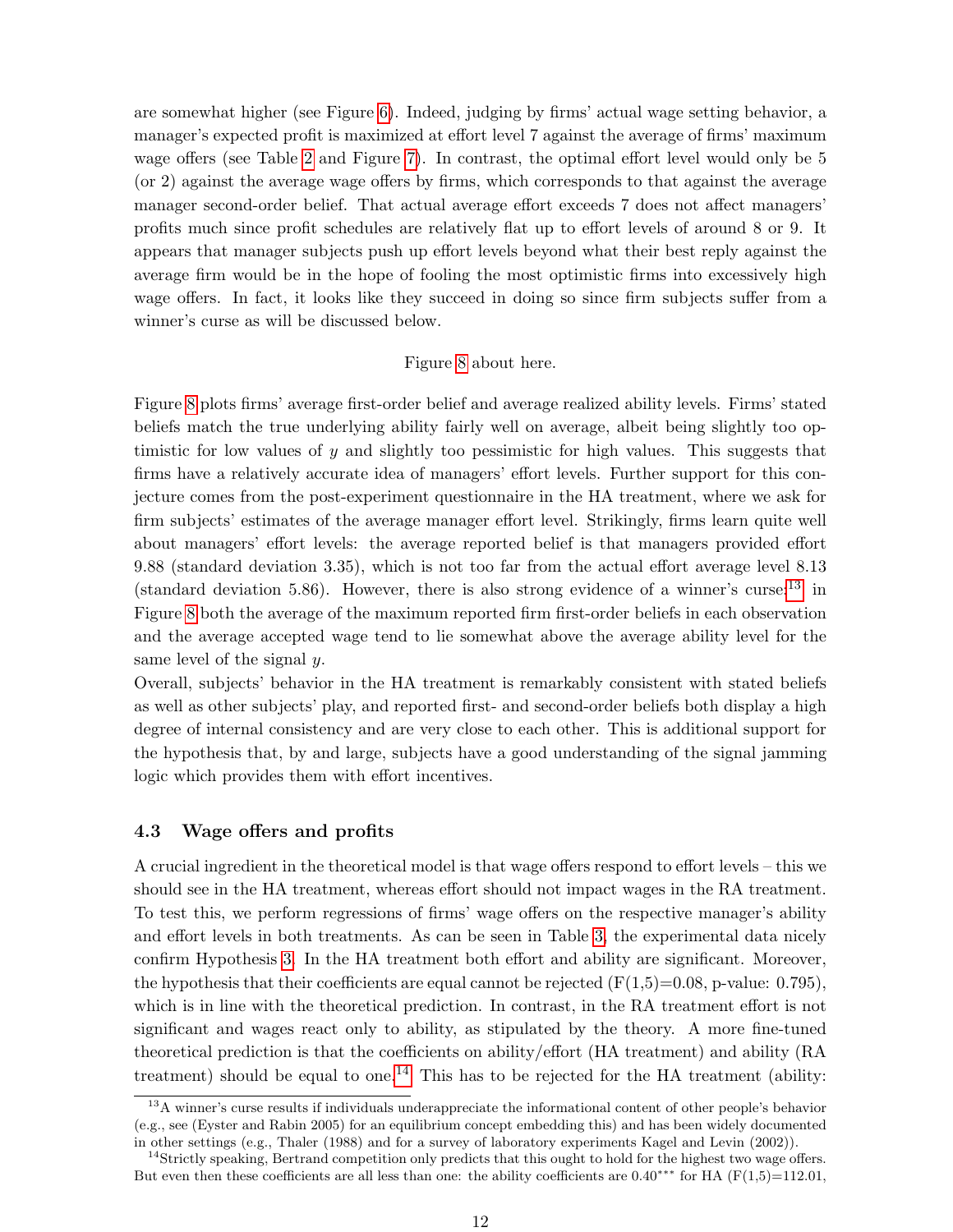are somewhat higher (see Figure 6). Indeed, judging by firms' actual wage setting behavior, a manager's expected profit is maximized at effort level 7 against the average of firms' maximum wage offers (see Table 2 and Figure 7). In contrast, the optimal effort level would only be 5 (or 2) against the average wage offers by firms, which corresponds to that against the average manager second-order belief. That actual average effort exceeds 7 does not affect managers' profits much since profit schedules are relatively flat up to effort levels of around 8 or 9. It appears that manager subjects push up effort levels beyond what their best reply against the average firm would be in the hope of fooling the most optimistic firms into excessively high wage offers. In fact, it looks like they succeed in doing so since firm subjects suffer from a winner's curse as will be discussed below.

Figure 8 about here.

Figure 8 plots firms' average first-order belief and average realized ability levels. Firms' stated beliefs match the true underlying ability fairly well on average, albeit being slightly too optimistic for low values of $y$ and slightly too pessimistic for high values. This suggests that firms have a relatively accurate idea of managers' effort levels. Further support for this conjecture comes from the post-experiment questionnaire in the HA treatment, where we ask for firm subjects' estimates of the average manager effort level. Strikingly, firms learn quite well about managers' effort levels: the average reported belief is that managers provided effort 9.88 (standard deviation 3.35), which is not too far from the actual effort average level 8.13 (standard deviation 5.86). However, there is also strong evidence of a winner's curse:[13] in Figure 8 both the average of the maximum reported firm first-order beliefs in each observation and the average accepted wage tend to lie somewhat above the average ability level for the same level of the signal $y$.

Overall, subjects' behavior in the HA treatment is remarkably consistent with stated beliefs as well as other subjects' play, and reported first- and second-order beliefs both display a high degree of internal consistency and are very close to each other. This is additional support for the hypothesis that, by and large, subjects have a good understanding of the signal jamming logic which provides them with effort incentives.

### 4.3 Wage offers and profits

A crucial ingredient in the theoretical model is that wage offers respond to effort levels – this we should see in the HA treatment, whereas effort should not impact wages in the RA treatment. To test this, we perform regressions of firms' wage offers on the respective manager's ability and effort levels in both treatments. As can be seen in Table 3, the experimental data nicely confirm Hypothesis 3. In the HA treatment both effort and ability are significant. Moreover, the hypothesis that their coefficients are equal cannot be rejected ($F(1,5)=0.08$, p-value: 0.795), which is in line with the theoretical prediction. In contrast, in the RA treatment effort is not significant and wages react only to ability, as stipulated by the theory. A more fine-tuned theoretical prediction is that the coefficients on ability/effort (HA treatment) and ability (RA treatment) should be equal to one.[14] This has to be rejected for the HA treatment (ability:

[13] A winner's curse results if individuals underappreciate the informational content of other people's behavior (e.g., see (Eyster and Rabin 2005) for an equilibrium concept embedding this) and has been widely documented in other settings (e.g., Thaler (1988) and for a survey of laboratory experiments Kagel and Levin (2002)).

[14] Strictly speaking, Bertrand competition only predicts that this ought to hold for the highest two wage offers. But even then these coefficients are all less than one: the ability coefficients are $0.40^{***}$ for HA ($F(1,5)=112.01$,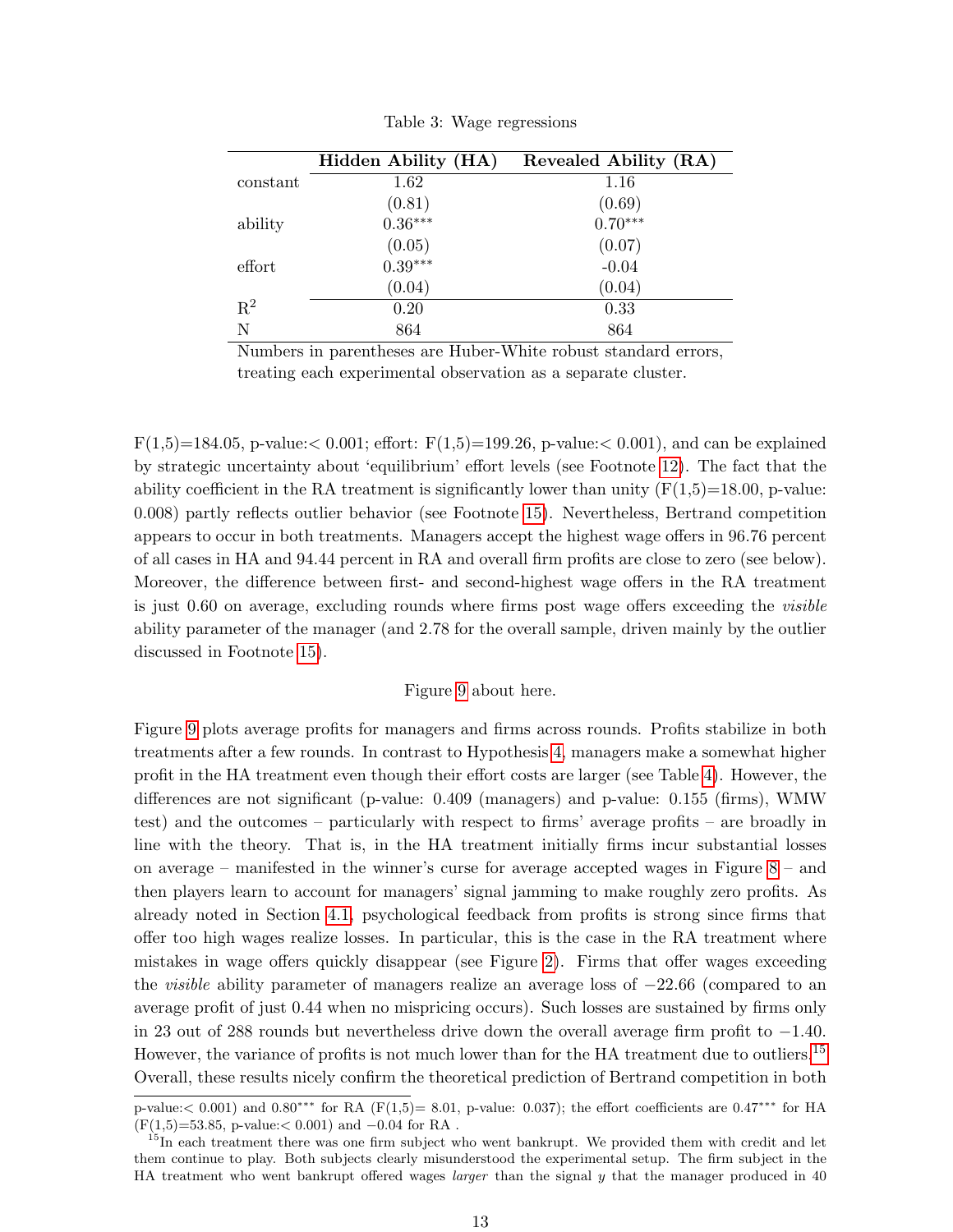Table 3: Wage regressions

| | Hidden Ability (HA) | Revealed Ability (RA) |
|---|---|---|
| constant | 1.62 | 1.16 |
| | (0.81) | (0.69) |
| ability | 0.36*** | 0.70*** |
| | (0.05) | (0.07) |
| effort | 0.39*** | -0.04 |
| | (0.04) | (0.04) |
| $R^2$ | 0.20 | 0.33 |
| N | 864 | 864 |

Numbers in parentheses are Huber-White robust standard errors, treating each experimental observation as a separate cluster.

F(1,5)=184.05, p-value:< 0.001; effort: F(1,5)=199.26, p-value:< 0.001), and can be explained by strategic uncertainty about 'equilibrium' effort levels (see Footnote 12). The fact that the ability coefficient in the RA treatment is significantly lower than unity (F(1,5)=18.00, p-value: 0.008) partly reflects outlier behavior (see Footnote 15). Nevertheless, Bertrand competition appears to occur in both treatments. Managers accept the highest wage offers in 96.76 percent of all cases in HA and 94.44 percent in RA and overall firm profits are close to zero (see below). Moreover, the difference between first- and second-highest wage offers in the RA treatment is just 0.60 on average, excluding rounds where firms post wage offers exceeding the *visible* ability parameter of the manager (and 2.78 for the overall sample, driven mainly by the outlier discussed in Footnote 15).

Figure 9 about here.

Figure 9 plots average profits for managers and firms across rounds. Profits stabilize in both treatments after a few rounds. In contrast to Hypothesis 4, managers make a somewhat higher profit in the HA treatment even though their effort costs are larger (see Table 4). However, the differences are not significant (p-value: 0.409 (managers) and p-value: 0.155 (firms), WMW test) and the outcomes – particularly with respect to firms' average profits – are broadly in line with the theory. That is, in the HA treatment initially firms incur substantial losses on average – manifested in the winner's curse for average accepted wages in Figure 8 – and then players learn to account for managers' signal jamming to make roughly zero profits. As already noted in Section 4.1, psychological feedback from profits is strong since firms that offer too high wages realize losses. In particular, this is the case in the RA treatment where mistakes in wage offers quickly disappear (see Figure 2). Firms that offer wages exceeding the *visible* ability parameter of managers realize an average loss of −22.66 (compared to an average profit of just 0.44 when no mispricing occurs). Such losses are sustained by firms only in 23 out of 288 rounds but nevertheless drive down the overall average firm profit to −1.40. However, the variance of profits is not much lower than for the HA treatment due to outliers.[15] Overall, these results nicely confirm the theoretical prediction of Bertrand competition in both

p-value:< 0.001) and 0.80*** for RA (F(1,5)= 8.01, p-value: 0.037); the effort coefficients are 0.47*** for HA (F(1,5)=53.85, p-value:< 0.001) and −0.04 for RA .

[15] In each treatment there was one firm subject who went bankrupt. We provided them with credit and let them continue to play. Both subjects clearly misunderstood the experimental setup. The firm subject in the HA treatment who went bankrupt offered wages *larger* than the signal $y$ that the manager produced in 40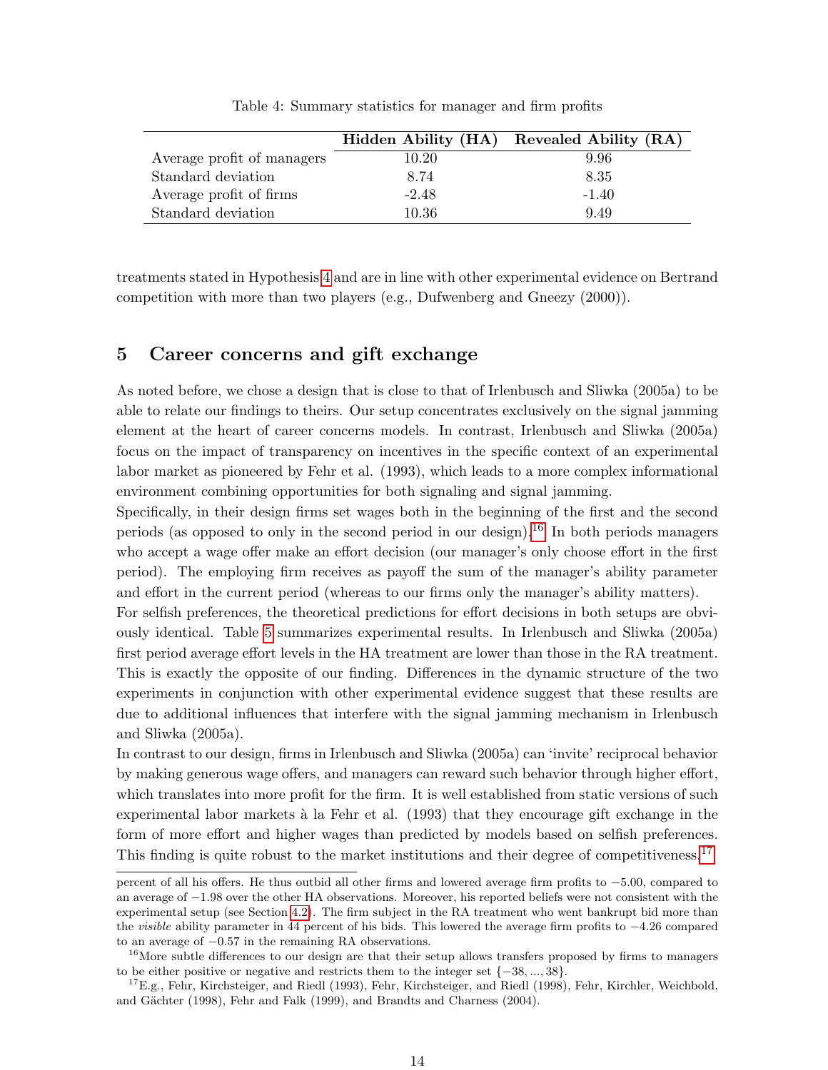Table 4: Summary statistics for manager and firm profits

| | **Hidden Ability (HA)** | **Revealed Ability (RA)** |
|---|---|---|
| Average profit of managers | 10.20 | 9.96 |
| Standard deviation | 8.74 | 8.35 |
| Average profit of firms | -2.48 | -1.40 |
| Standard deviation | 10.36 | 9.49 |

treatments stated in Hypothesis 4 and are in line with other experimental evidence on Bertrand competition with more than two players (e.g., Dufwenberg and Gneezy (2000)).

## 5 Career concerns and gift exchange

As noted before, we chose a design that is close to that of Irlenbusch and Sliwka (2005a) to be able to relate our findings to theirs. Our setup concentrates exclusively on the signal jamming element at the heart of career concerns models. In contrast, Irlenbusch and Sliwka (2005a) focus on the impact of transparency on incentives in the specific context of an experimental labor market as pioneered by Fehr et al. (1993), which leads to a more complex informational environment combining opportunities for both signaling and signal jamming.

Specifically, in their design firms set wages both in the beginning of the first and the second periods (as opposed to only in the second period in our design).[16] In both periods managers who accept a wage offer make an effort decision (our manager's only choose effort in the first period). The employing firm receives as payoff the sum of the manager's ability parameter and effort in the current period (whereas to our firms only the manager's ability matters).

For selfish preferences, the theoretical predictions for effort decisions in both setups are obviously identical. Table 5 summarizes experimental results. In Irlenbusch and Sliwka (2005a) first period average effort levels in the HA treatment are lower than those in the RA treatment. This is exactly the opposite of our finding. Differences in the dynamic structure of the two experiments in conjunction with other experimental evidence suggest that these results are due to additional influences that interfere with the signal jamming mechanism in Irlenbusch and Sliwka (2005a).

In contrast to our design, firms in Irlenbusch and Sliwka (2005a) can 'invite' reciprocal behavior by making generous wage offers, and managers can reward such behavior through higher effort, which translates into more profit for the firm. It is well established from static versions of such experimental labor markets à la Fehr et al. (1993) that they encourage gift exchange in the form of more effort and higher wages than predicted by models based on selfish preferences. This finding is quite robust to the market institutions and their degree of competitiveness.[17]

percent of all his offers. He thus outbid all other firms and lowered average firm profits to $-5.00$, compared to an average of $-1.98$ over the other HA observations. Moreover, his reported beliefs were not consistent with the experimental setup (see Section 4.2). The firm subject in the RA treatment who went bankrupt bid more than the *visible* ability parameter in 44 percent of his bids. This lowered the average firm profits to $-4.26$ compared to an average of $-0.57$ in the remaining RA observations.

[16] More subtle differences to our design are that their setup allows transfers proposed by firms to managers to be either positive or negative and restricts them to the integer set $\{-38, ..., 38\}$.

[17] E.g., Fehr, Kirchsteiger, and Riedl (1993), Fehr, Kirchsteiger, and Riedl (1998), Fehr, Kirchler, Weichbold, and Gächter (1998), Fehr and Falk (1999), and Brandts and Charness (2004).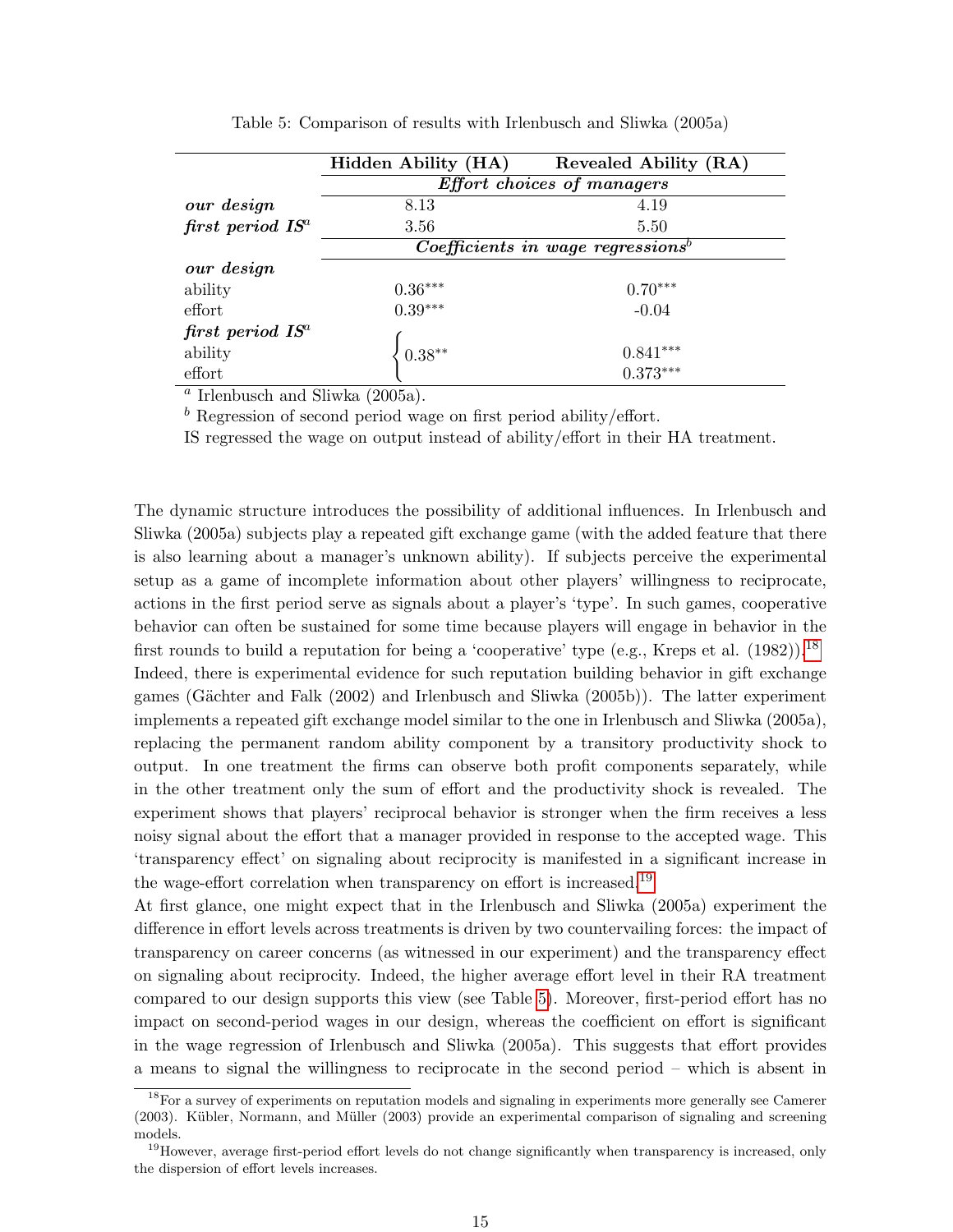Table 5: Comparison of results with Irlenbusch and Sliwka (2005a)

| | Hidden Ability (HA) | Revealed Ability (RA) |
|---|---|---|
| | *Effort choices of managers* | |
| ***our design*** | 8.13 | 4.19 |
| ***first period IS***[a] | 3.56 | 5.50 |
| | *Coefficients in wage regressions*[b] | |
| ***our design*** | | |
| ability | 0.36*** | 0.70*** |
| effort | 0.39*** | -0.04 |
| ***first period IS***[a] | | |
| ability | 0.38** (ability and effort) | 0.841*** |
| effort | | 0.373*** |

[a] Irlenbusch and Sliwka (2005a).

[b] Regression of second period wage on first period ability/effort.

IS regressed the wage on output instead of ability/effort in their HA treatment.

The dynamic structure introduces the possibility of additional influences. In Irlenbusch and Sliwka (2005a) subjects play a repeated gift exchange game (with the added feature that there is also learning about a manager's unknown ability). If subjects perceive the experimental setup as a game of incomplete information about other players' willingness to reciprocate, actions in the first period serve as signals about a player's 'type'. In such games, cooperative behavior can often be sustained for some time because players will engage in behavior in the first rounds to build a reputation for being a 'cooperative' type (e.g., Kreps et al. (1982)).[18] Indeed, there is experimental evidence for such reputation building behavior in gift exchange games (Gächter and Falk (2002) and Irlenbusch and Sliwka (2005b)). The latter experiment implements a repeated gift exchange model similar to the one in Irlenbusch and Sliwka (2005a), replacing the permanent random ability component by a transitory productivity shock to output. In one treatment the firms can observe both profit components separately, while in the other treatment only the sum of effort and the productivity shock is revealed. The experiment shows that players' reciprocal behavior is stronger when the firm receives a less noisy signal about the effort that a manager provided in response to the accepted wage. This 'transparency effect' on signaling about reciprocity is manifested in a significant increase in the wage-effort correlation when transparency on effort is increased.[19]

At first glance, one might expect that in the Irlenbusch and Sliwka (2005a) experiment the difference in effort levels across treatments is driven by two countervailing forces: the impact of transparency on career concerns (as witnessed in our experiment) and the transparency effect on signaling about reciprocity. Indeed, the higher average effort level in their RA treatment compared to our design supports this view (see Table 5). Moreover, first-period effort has no impact on second-period wages in our design, whereas the coefficient on effort is significant in the wage regression of Irlenbusch and Sliwka (2005a). This suggests that effort provides a means to signal the willingness to reciprocate in the second period – which is absent in

[18] For a survey of experiments on reputation models and signaling in experiments more generally see Camerer (2003). Kübler, Normann, and Müller (2003) provide an experimental comparison of signaling and screening models.

[19] However, average first-period effort levels do not change significantly when transparency is increased, only the dispersion of effort levels increases.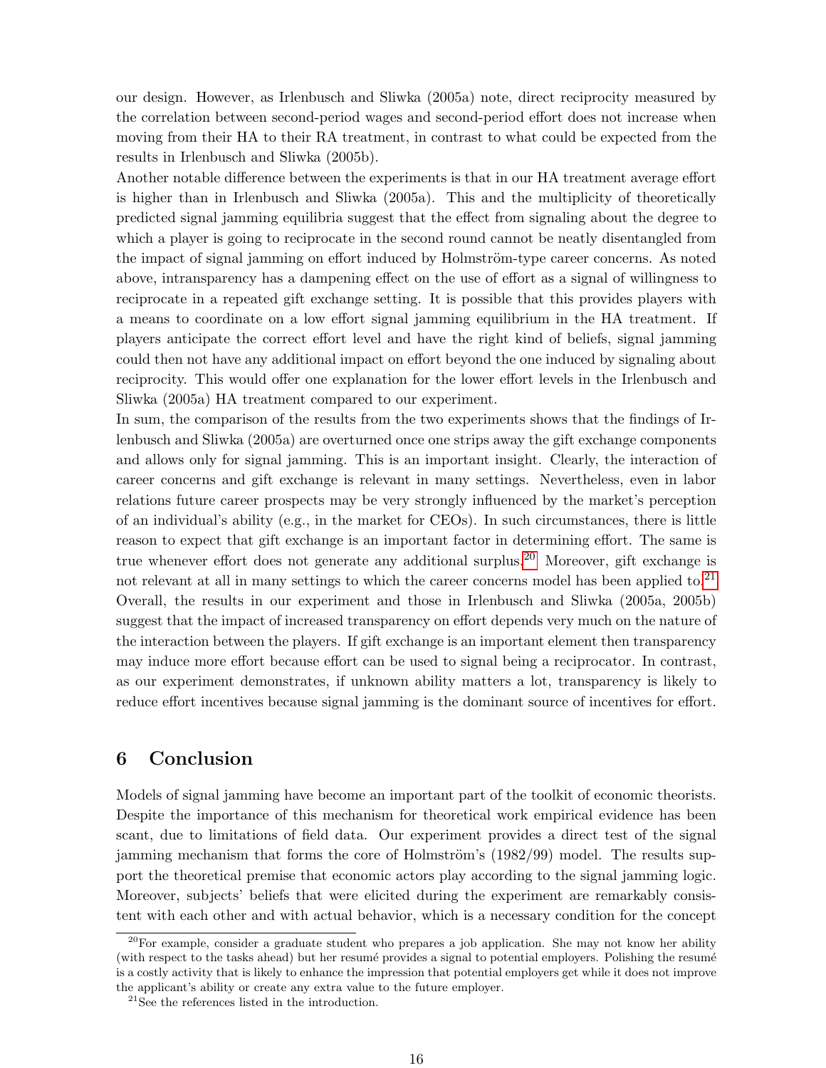our design. However, as Irlenbusch and Sliwka (2005a) note, direct reciprocity measured by the correlation between second-period wages and second-period effort does not increase when moving from their HA to their RA treatment, in contrast to what could be expected from the results in Irlenbusch and Sliwka (2005b).

Another notable difference between the experiments is that in our HA treatment average effort is higher than in Irlenbusch and Sliwka (2005a). This and the multiplicity of theoretically predicted signal jamming equilibria suggest that the effect from signaling about the degree to which a player is going to reciprocate in the second round cannot be neatly disentangled from the impact of signal jamming on effort induced by Holmström-type career concerns. As noted above, intransparency has a dampening effect on the use of effort as a signal of willingness to reciprocate in a repeated gift exchange setting. It is possible that this provides players with a means to coordinate on a low effort signal jamming equilibrium in the HA treatment. If players anticipate the correct effort level and have the right kind of beliefs, signal jamming could then not have any additional impact on effort beyond the one induced by signaling about reciprocity. This would offer one explanation for the lower effort levels in the Irlenbusch and Sliwka (2005a) HA treatment compared to our experiment.

In sum, the comparison of the results from the two experiments shows that the findings of Irlenbusch and Sliwka (2005a) are overturned once one strips away the gift exchange components and allows only for signal jamming. This is an important insight. Clearly, the interaction of career concerns and gift exchange is relevant in many settings. Nevertheless, even in labor relations future career prospects may be very strongly influenced by the market's perception of an individual's ability (e.g., in the market for CEOs). In such circumstances, there is little reason to expect that gift exchange is an important factor in determining effort. The same is true whenever effort does not generate any additional surplus.[20] Moreover, gift exchange is not relevant at all in many settings to which the career concerns model has been applied to.[21] Overall, the results in our experiment and those in Irlenbusch and Sliwka (2005a, 2005b) suggest that the impact of increased transparency on effort depends very much on the nature of the interaction between the players. If gift exchange is an important element then transparency may induce more effort because effort can be used to signal being a reciprocator. In contrast, as our experiment demonstrates, if unknown ability matters a lot, transparency is likely to reduce effort incentives because signal jamming is the dominant source of incentives for effort.

## 6 Conclusion

Models of signal jamming have become an important part of the toolkit of economic theorists. Despite the importance of this mechanism for theoretical work empirical evidence has been scant, due to limitations of field data. Our experiment provides a direct test of the signal jamming mechanism that forms the core of Holmström's (1982/99) model. The results support the theoretical premise that economic actors play according to the signal jamming logic. Moreover, subjects' beliefs that were elicited during the experiment are remarkably consistent with each other and with actual behavior, which is a necessary condition for the concept

[20] For example, consider a graduate student who prepares a job application. She may not know her ability (with respect to the tasks ahead) but her resumé provides a signal to potential employers. Polishing the resumé is a costly activity that is likely to enhance the impression that potential employers get while it does not improve the applicant's ability or create any extra value to the future employer.

[21] See the references listed in the introduction.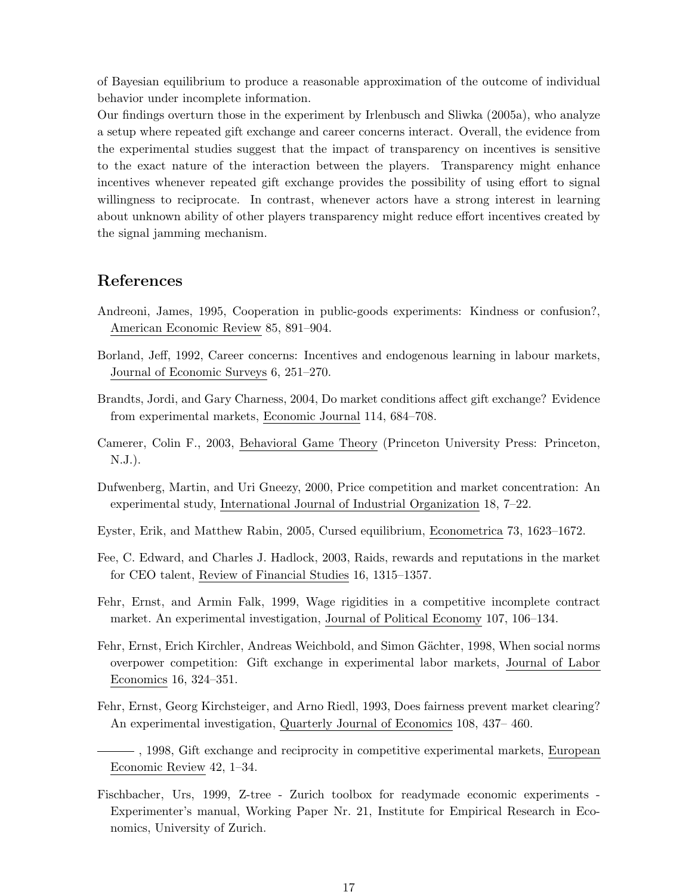of Bayesian equilibrium to produce a reasonable approximation of the outcome of individual behavior under incomplete information.

Our findings overturn those in the experiment by Irlenbusch and Sliwka (2005a), who analyze a setup where repeated gift exchange and career concerns interact. Overall, the evidence from the experimental studies suggest that the impact of transparency on incentives is sensitive to the exact nature of the interaction between the players. Transparency might enhance incentives whenever repeated gift exchange provides the possibility of using effort to signal willingness to reciprocate. In contrast, whenever actors have a strong interest in learning about unknown ability of other players transparency might reduce effort incentives created by the signal jamming mechanism.

## References

Andreoni, James, 1995, Cooperation in public-goods experiments: Kindness or confusion?, American Economic Review 85, 891–904.

Borland, Jeff, 1992, Career concerns: Incentives and endogenous learning in labour markets, Journal of Economic Surveys 6, 251–270.

Brandts, Jordi, and Gary Charness, 2004, Do market conditions affect gift exchange? Evidence from experimental markets, Economic Journal 114, 684–708.

Camerer, Colin F., 2003, Behavioral Game Theory (Princeton University Press: Princeton, N.J.).

Dufwenberg, Martin, and Uri Gneezy, 2000, Price competition and market concentration: An experimental study, International Journal of Industrial Organization 18, 7–22.

Eyster, Erik, and Matthew Rabin, 2005, Cursed equilibrium, Econometrica 73, 1623–1672.

Fee, C. Edward, and Charles J. Hadlock, 2003, Raids, rewards and reputations in the market for CEO talent, Review of Financial Studies 16, 1315–1357.

Fehr, Ernst, and Armin Falk, 1999, Wage rigidities in a competitive incomplete contract market. An experimental investigation, Journal of Political Economy 107, 106–134.

Fehr, Ernst, Erich Kirchler, Andreas Weichbold, and Simon Gächter, 1998, When social norms overpower competition: Gift exchange in experimental labor markets, Journal of Labor Economics 16, 324–351.

Fehr, Ernst, Georg Kirchsteiger, and Arno Riedl, 1993, Does fairness prevent market clearing? An experimental investigation, Quarterly Journal of Economics 108, 437– 460.

——— , 1998, Gift exchange and reciprocity in competitive experimental markets, European Economic Review 42, 1–34.

Fischbacher, Urs, 1999, Z-tree - Zurich toolbox for readymade economic experiments - Experimenter's manual, Working Paper Nr. 21, Institute for Empirical Research in Economics, University of Zurich.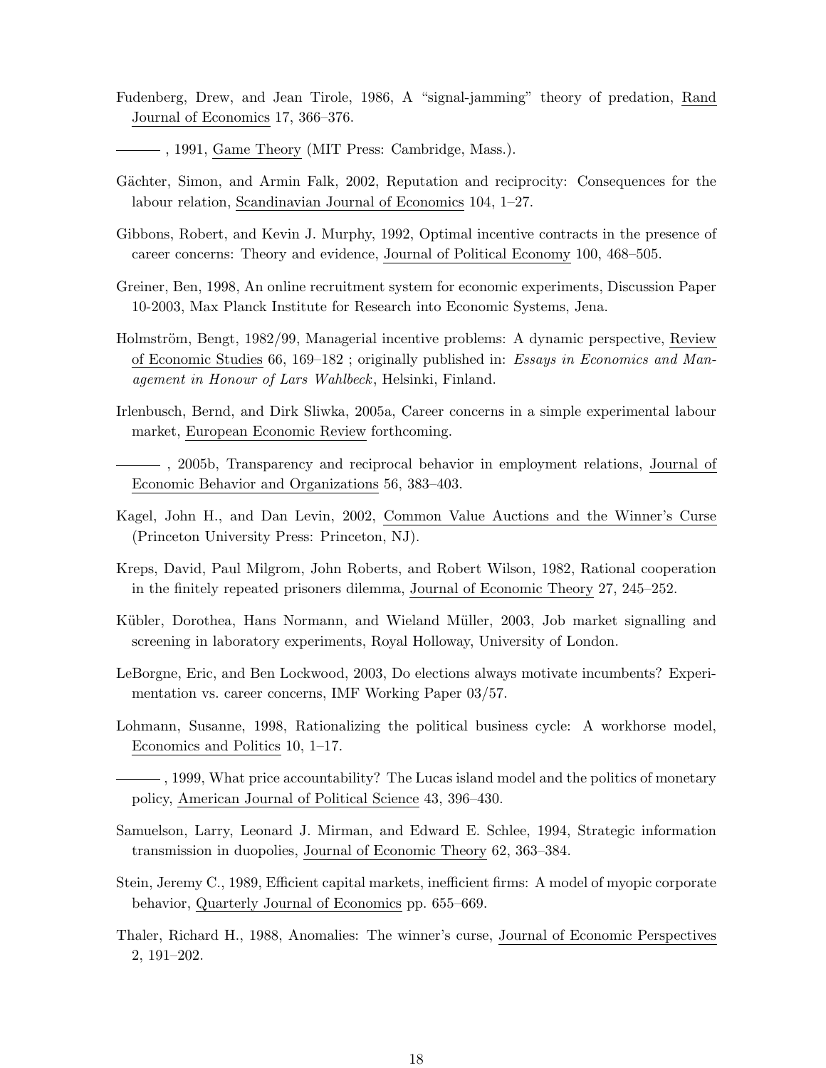Fudenberg, Drew, and Jean Tirole, 1986, A "signal-jamming" theory of predation, Rand Journal of Economics 17, 366–376.

——— , 1991, Game Theory (MIT Press: Cambridge, Mass.).

Gächter, Simon, and Armin Falk, 2002, Reputation and reciprocity: Consequences for the labour relation, Scandinavian Journal of Economics 104, 1–27.

Gibbons, Robert, and Kevin J. Murphy, 1992, Optimal incentive contracts in the presence of career concerns: Theory and evidence, Journal of Political Economy 100, 468–505.

Greiner, Ben, 1998, An online recruitment system for economic experiments, Discussion Paper 10-2003, Max Planck Institute for Research into Economic Systems, Jena.

Holmström, Bengt, 1982/99, Managerial incentive problems: A dynamic perspective, Review of Economic Studies 66, 169–182 ; originally published in: *Essays in Economics and Management in Honour of Lars Wahlbeck*, Helsinki, Finland.

Irlenbusch, Bernd, and Dirk Sliwka, 2005a, Career concerns in a simple experimental labour market, European Economic Review forthcoming.

——— , 2005b, Transparency and reciprocal behavior in employment relations, Journal of Economic Behavior and Organizations 56, 383–403.

Kagel, John H., and Dan Levin, 2002, Common Value Auctions and the Winner's Curse (Princeton University Press: Princeton, NJ).

Kreps, David, Paul Milgrom, John Roberts, and Robert Wilson, 1982, Rational cooperation in the finitely repeated prisoners dilemma, Journal of Economic Theory 27, 245–252.

Kübler, Dorothea, Hans Normann, and Wieland Müller, 2003, Job market signalling and screening in laboratory experiments, Royal Holloway, University of London.

LeBorgne, Eric, and Ben Lockwood, 2003, Do elections always motivate incumbents? Experimentation vs. career concerns, IMF Working Paper 03/57.

Lohmann, Susanne, 1998, Rationalizing the political business cycle: A workhorse model, Economics and Politics 10, 1–17.

——— , 1999, What price accountability? The Lucas island model and the politics of monetary policy, American Journal of Political Science 43, 396–430.

Samuelson, Larry, Leonard J. Mirman, and Edward E. Schlee, 1994, Strategic information transmission in duopolies, Journal of Economic Theory 62, 363–384.

Stein, Jeremy C., 1989, Efficient capital markets, inefficient firms: A model of myopic corporate behavior, Quarterly Journal of Economics pp. 655–669.

Thaler, Richard H., 1988, Anomalies: The winner's curse, Journal of Economic Perspectives 2, 191–202.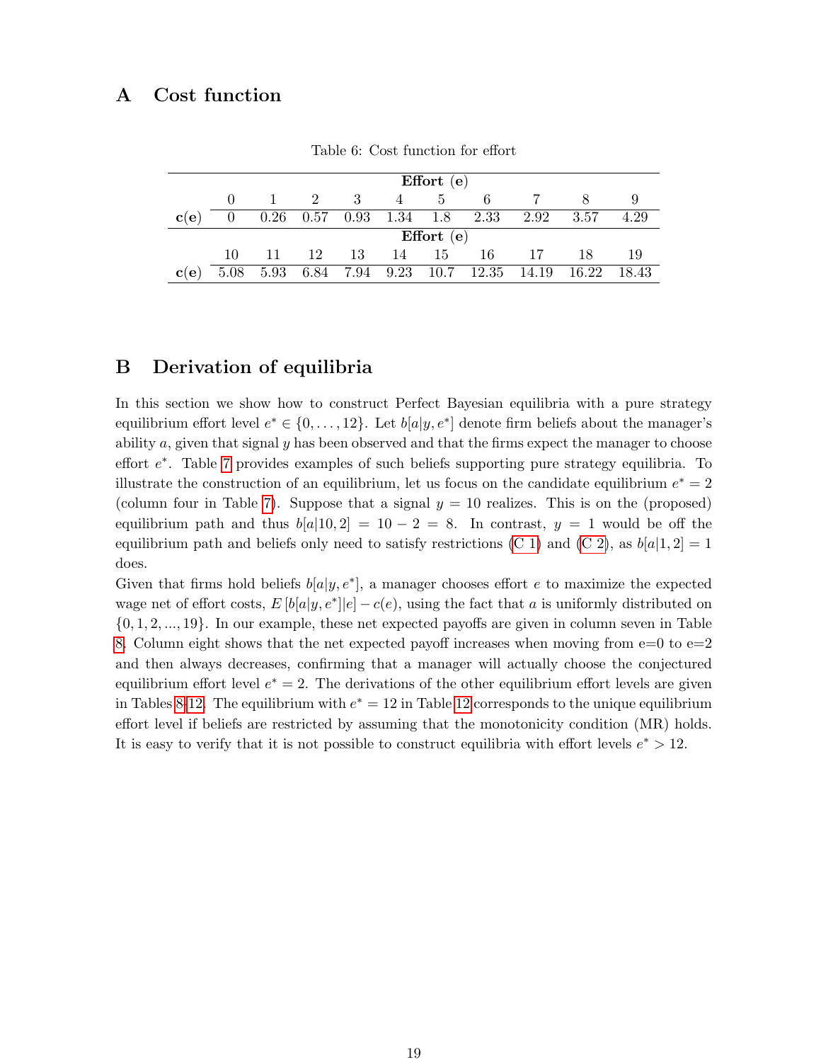# A Cost function

Table 6: Cost function for effort

| | **Effort (e)** | | | | | | | | | |
|---|---|---|---|---|---|---|---|---|---|---|
| | 0 | 1 | 2 | 3 | 4 | 5 | 6 | 7 | 8 | 9 |
| **c(e)** | 0 | 0.26 | 0.57 | 0.93 | 1.34 | 1.8 | 2.33 | 2.92 | 3.57 | 4.29 |
| | **Effort (e)** | | | | | | | | | |
| | 10 | 11 | 12 | 13 | 14 | 15 | 16 | 17 | 18 | 19 |
| **c(e)** | 5.08 | 5.93 | 6.84 | 7.94 | 9.23 | 10.7 | 12.35 | 14.19 | 16.22 | 18.43 |

# B Derivation of equilibria

In this section we show how to construct Perfect Bayesian equilibria with a pure strategy equilibrium effort level $e^* \in \{0, \ldots, 12\}$. Let $b[a|y, e^*]$ denote firm beliefs about the manager's ability $a$, given that signal $y$ has been observed and that the firms expect the manager to choose effort $e^*$. Table 7 provides examples of such beliefs supporting pure strategy equilibria. To illustrate the construction of an equilibrium, let us focus on the candidate equilibrium $e^* = 2$ (column four in Table 7). Suppose that a signal $y = 10$ realizes. This is on the (proposed) equilibrium path and thus $b[a|10, 2] = 10 - 2 = 8$. In contrast, $y = 1$ would be off the equilibrium path and beliefs only need to satisfy restrictions (C 1) and (C 2), as $b[a|1, 2] = 1$ does.

Given that firms hold beliefs $b[a|y, e^*]$, a manager chooses effort $e$ to maximize the expected wage net of effort costs, $E\left[b[a|y, e^*]|e\right] - c(e)$, using the fact that $a$ is uniformly distributed on $\{0, 1, 2, ..., 19\}$. In our example, these net expected payoffs are given in column seven in Table 8. Column eight shows that the net expected payoff increases when moving from e=0 to e=2 and then always decreases, confirming that a manager will actually choose the conjectured equilibrium effort level $e^* = 2$. The derivations of the other equilibrium effort levels are given in Tables 8-12. The equilibrium with $e^* = 12$ in Table 12 corresponds to the unique equilibrium effort level if beliefs are restricted by assuming that the monotonicity condition (MR) holds. It is easy to verify that it is not possible to construct equilibria with effort levels $e^* > 12$.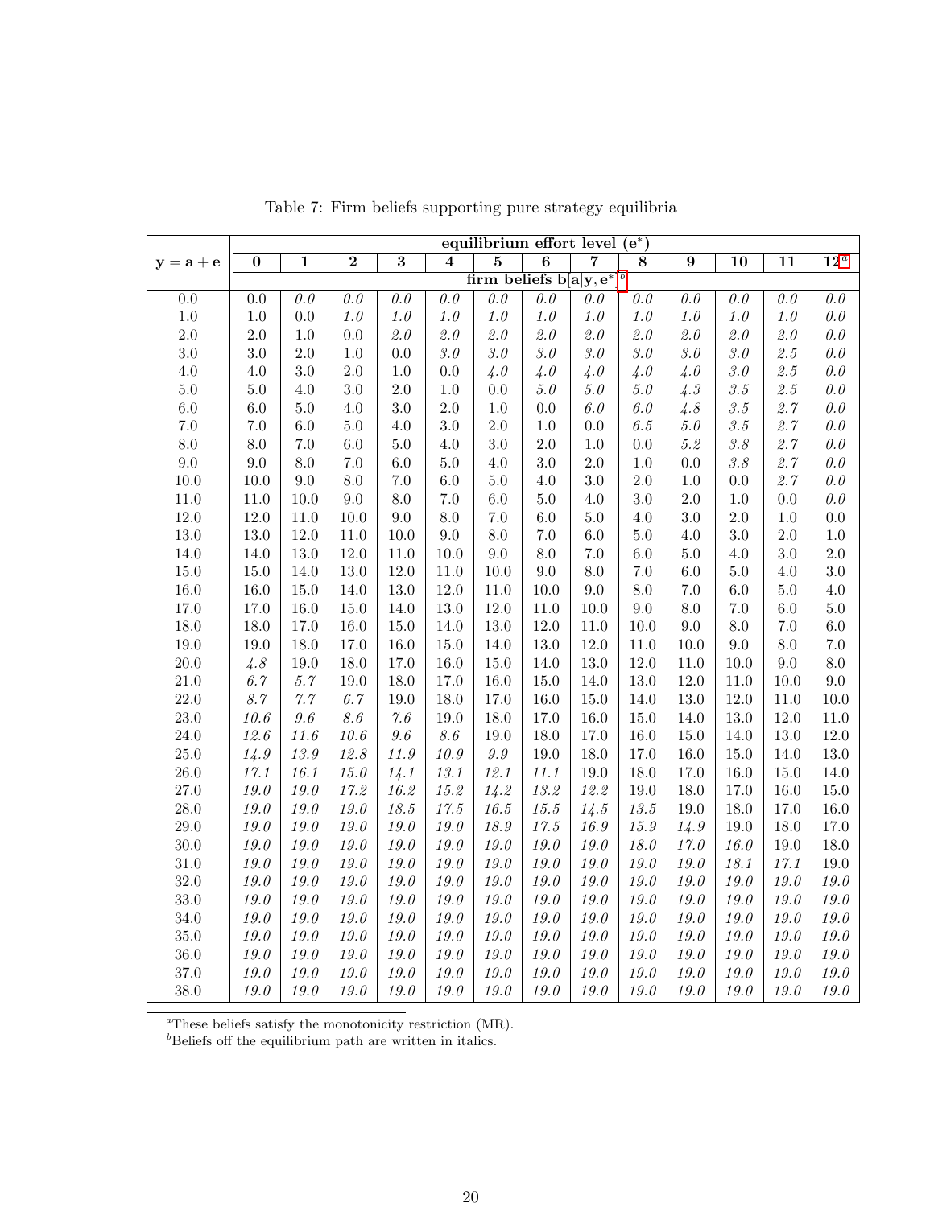Table 7: Firm beliefs supporting pure strategy equilibria

| $\mathbf{y = a + e}$ | equilibrium effort level ($\mathbf{e^*}$) | | | | | | | | | | | | |
|---|---|---|---|---|---|---|---|---|---|---|---|---|---|
| | **0** | **1** | **2** | **3** | **4** | **5** | **6** | **7** | **8** | **9** | **10** | **11** | **12**[a] |
| | firm beliefs $\mathbf{b[a\|y, e^*]}$[b] | | | | | | | | | | | | |
| 0.0 | 0.0 | *0.0* | *0.0* | *0.0* | *0.0* | *0.0* | *0.0* | *0.0* | *0.0* | *0.0* | *0.0* | *0.0* | *0.0* |
| 1.0 | 1.0 | 0.0 | *1.0* | *1.0* | *1.0* | *1.0* | *1.0* | *1.0* | *1.0* | *1.0* | *1.0* | *1.0* | *0.0* |
| 2.0 | 2.0 | 1.0 | 0.0 | *2.0* | *2.0* | *2.0* | *2.0* | *2.0* | *2.0* | *2.0* | *2.0* | *2.0* | *0.0* |
| 3.0 | 3.0 | 2.0 | 1.0 | 0.0 | *3.0* | *3.0* | *3.0* | *3.0* | *3.0* | *3.0* | *3.0* | *2.5* | *0.0* |
| 4.0 | 4.0 | 3.0 | 2.0 | 1.0 | 0.0 | *4.0* | *4.0* | *4.0* | *4.0* | *4.0* | *3.0* | *2.5* | *0.0* |
| 5.0 | 5.0 | 4.0 | 3.0 | 2.0 | 1.0 | 0.0 | *5.0* | *5.0* | *5.0* | *4.3* | *3.5* | *2.5* | *0.0* |
| 6.0 | 6.0 | 5.0 | 4.0 | 3.0 | 2.0 | 1.0 | 0.0 | *6.0* | *6.0* | *4.8* | *3.5* | *2.7* | *0.0* |
| 7.0 | 7.0 | 6.0 | 5.0 | 4.0 | 3.0 | 2.0 | 1.0 | 0.0 | *6.5* | *5.0* | *3.5* | *2.7* | *0.0* |
| 8.0 | 8.0 | 7.0 | 6.0 | 5.0 | 4.0 | 3.0 | 2.0 | 1.0 | 0.0 | *5.2* | *3.8* | *2.7* | *0.0* |
| 9.0 | 9.0 | 8.0 | 7.0 | 6.0 | 5.0 | 4.0 | 3.0 | 2.0 | 1.0 | 0.0 | *3.8* | *2.7* | *0.0* |
| 10.0 | 10.0 | 9.0 | 8.0 | 7.0 | 6.0 | 5.0 | 4.0 | 3.0 | 2.0 | 1.0 | 0.0 | *2.7* | *0.0* |
| 11.0 | 11.0 | 10.0 | 9.0 | 8.0 | 7.0 | 6.0 | 5.0 | 4.0 | 3.0 | 2.0 | 1.0 | 0.0 | *0.0* |
| 12.0 | 12.0 | 11.0 | 10.0 | 9.0 | 8.0 | 7.0 | 6.0 | 5.0 | 4.0 | 3.0 | 2.0 | 1.0 | 0.0 |
| 13.0 | 13.0 | 12.0 | 11.0 | 10.0 | 9.0 | 8.0 | 7.0 | 6.0 | 5.0 | 4.0 | 3.0 | 2.0 | 1.0 |
| 14.0 | 14.0 | 13.0 | 12.0 | 11.0 | 10.0 | 9.0 | 8.0 | 7.0 | 6.0 | 5.0 | 4.0 | 3.0 | 2.0 |
| 15.0 | 15.0 | 14.0 | 13.0 | 12.0 | 11.0 | 10.0 | 9.0 | 8.0 | 7.0 | 6.0 | 5.0 | 4.0 | 3.0 |
| 16.0 | 16.0 | 15.0 | 14.0 | 13.0 | 12.0 | 11.0 | 10.0 | 9.0 | 8.0 | 7.0 | 6.0 | 5.0 | 4.0 |
| 17.0 | 17.0 | 16.0 | 15.0 | 14.0 | 13.0 | 12.0 | 11.0 | 10.0 | 9.0 | 8.0 | 7.0 | 6.0 | 5.0 |
| 18.0 | 18.0 | 17.0 | 16.0 | 15.0 | 14.0 | 13.0 | 12.0 | 11.0 | 10.0 | 9.0 | 8.0 | 7.0 | 6.0 |
| 19.0 | 19.0 | 18.0 | 17.0 | 16.0 | 15.0 | 14.0 | 13.0 | 12.0 | 11.0 | 10.0 | 9.0 | 8.0 | 7.0 |
| 20.0 | *4.8* | 19.0 | 18.0 | 17.0 | 16.0 | 15.0 | 14.0 | 13.0 | 12.0 | 11.0 | 10.0 | 9.0 | 8.0 |
| 21.0 | *6.7* | *5.7* | 19.0 | 18.0 | 17.0 | 16.0 | 15.0 | 14.0 | 13.0 | 12.0 | 11.0 | 10.0 | 9.0 |
| 22.0 | *8.7* | *7.7* | *6.7* | 19.0 | 18.0 | 17.0 | 16.0 | 15.0 | 14.0 | 13.0 | 12.0 | 11.0 | 10.0 |
| 23.0 | *10.6* | *9.6* | *8.6* | *7.6* | 19.0 | 18.0 | 17.0 | 16.0 | 15.0 | 14.0 | 13.0 | 12.0 | 11.0 |
| 24.0 | *12.6* | *11.6* | *10.6* | *9.6* | *8.6* | 19.0 | 18.0 | 17.0 | 16.0 | 15.0 | 14.0 | 13.0 | 12.0 |
| 25.0 | *14.9* | *13.9* | *12.8* | *11.9* | *10.9* | *9.9* | 19.0 | 18.0 | 17.0 | 16.0 | 15.0 | 14.0 | 13.0 |
| 26.0 | *17.1* | *16.1* | *15.0* | *14.1* | *13.1* | *12.1* | *11.1* | 19.0 | 18.0 | 17.0 | 16.0 | 15.0 | 14.0 |
| 27.0 | *19.0* | *19.0* | *17.2* | *16.2* | *15.2* | *14.2* | *13.2* | *12.2* | 19.0 | 18.0 | 17.0 | 16.0 | 15.0 |
| 28.0 | *19.0* | *19.0* | *19.0* | *18.5* | *17.5* | *16.5* | *15.5* | *14.5* | *13.5* | 19.0 | 18.0 | 17.0 | 16.0 |
| 29.0 | *19.0* | *19.0* | *19.0* | *19.0* | *19.0* | *18.9* | *17.5* | *16.9* | *15.9* | *14.9* | 19.0 | 18.0 | 17.0 |
| 30.0 | *19.0* | *19.0* | *19.0* | *19.0* | *19.0* | *19.0* | *19.0* | *19.0* | *18.0* | *17.0* | *16.0* | 19.0 | 18.0 |
| 31.0 | *19.0* | *19.0* | *19.0* | *19.0* | *19.0* | *19.0* | *19.0* | *19.0* | *19.0* | *19.0* | *18.1* | *17.1* | 19.0 |
| 32.0 | *19.0* | *19.0* | *19.0* | *19.0* | *19.0* | *19.0* | *19.0* | *19.0* | *19.0* | *19.0* | *19.0* | *19.0* | *19.0* |
| 33.0 | *19.0* | *19.0* | *19.0* | *19.0* | *19.0* | *19.0* | *19.0* | *19.0* | *19.0* | *19.0* | *19.0* | *19.0* | *19.0* |
| 34.0 | *19.0* | *19.0* | *19.0* | *19.0* | *19.0* | *19.0* | *19.0* | *19.0* | *19.0* | *19.0* | *19.0* | *19.0* | *19.0* |
| 35.0 | *19.0* | *19.0* | *19.0* | *19.0* | *19.0* | *19.0* | *19.0* | *19.0* | *19.0* | *19.0* | *19.0* | *19.0* | *19.0* |
| 36.0 | *19.0* | *19.0* | *19.0* | *19.0* | *19.0* | *19.0* | *19.0* | *19.0* | *19.0* | *19.0* | *19.0* | *19.0* | *19.0* |
| 37.0 | *19.0* | *19.0* | *19.0* | *19.0* | *19.0* | *19.0* | *19.0* | *19.0* | *19.0* | *19.0* | *19.0* | *19.0* | *19.0* |
| 38.0 | *19.0* | *19.0* | *19.0* | *19.0* | *19.0* | *19.0* | *19.0* | *19.0* | *19.0* | *19.0* | *19.0* | *19.0* | *19.0* |

[a] These beliefs satisfy the monotonicity restriction (MR).

[b] Beliefs off the equilibrium path are written in italics.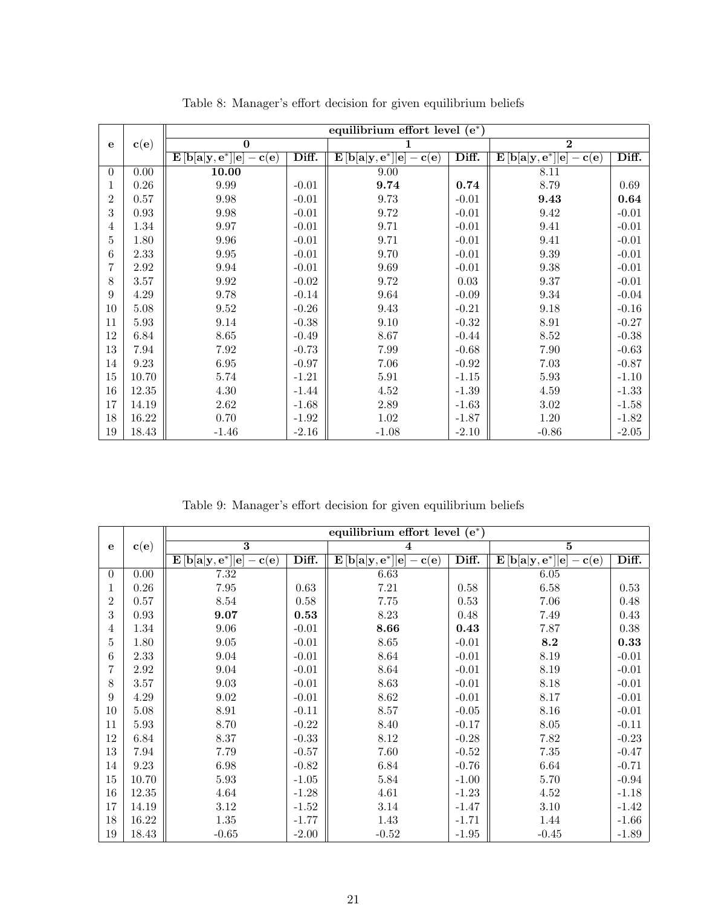Table 8: Manager's effort decision for given equilibrium beliefs

| **e** | **c(e)** | **equilibrium effort level ($e^*$)** | | | | | |
|---|---|---|---|---|---|---|---|
| | | **0** | | **1** | | **2** | |
| | | $\mathbf{E}\left[\mathbf{b}[\mathbf{a}\vert\mathbf{y},\mathbf{e}^*]\vert\mathbf{e}\right]-\mathbf{c}(\mathbf{e})$ | **Diff.** | $\mathbf{E}\left[\mathbf{b}[\mathbf{a}\vert\mathbf{y},\mathbf{e}^*]\vert\mathbf{e}\right]-\mathbf{c}(\mathbf{e})$ | **Diff.** | $\mathbf{E}\left[\mathbf{b}[\mathbf{a}\vert\mathbf{y},\mathbf{e}^*]\vert\mathbf{e}\right]-\mathbf{c}(\mathbf{e})$ | **Diff.** |
| 0 | 0.00 | **10.00** | | 9.00 | | 8.11 | |
| 1 | 0.26 | 9.99 | -0.01 | **9.74** | **0.74** | 8.79 | 0.69 |
| 2 | 0.57 | 9.98 | -0.01 | 9.73 | -0.01 | **9.43** | **0.64** |
| 3 | 0.93 | 9.98 | -0.01 | 9.72 | -0.01 | 9.42 | -0.01 |
| 4 | 1.34 | 9.97 | -0.01 | 9.71 | -0.01 | 9.41 | -0.01 |
| 5 | 1.80 | 9.96 | -0.01 | 9.71 | -0.01 | 9.41 | -0.01 |
| 6 | 2.33 | 9.95 | -0.01 | 9.70 | -0.01 | 9.39 | -0.01 |
| 7 | 2.92 | 9.94 | -0.01 | 9.69 | -0.01 | 9.38 | -0.01 |
| 8 | 3.57 | 9.92 | -0.02 | 9.72 | 0.03 | 9.37 | -0.01 |
| 9 | 4.29 | 9.78 | -0.14 | 9.64 | -0.09 | 9.34 | -0.04 |
| 10 | 5.08 | 9.52 | -0.26 | 9.43 | -0.21 | 9.18 | -0.16 |
| 11 | 5.93 | 9.14 | -0.38 | 9.10 | -0.32 | 8.91 | -0.27 |
| 12 | 6.84 | 8.65 | -0.49 | 8.67 | -0.44 | 8.52 | -0.38 |
| 13 | 7.94 | 7.92 | -0.73 | 7.99 | -0.68 | 7.90 | -0.63 |
| 14 | 9.23 | 6.95 | -0.97 | 7.06 | -0.92 | 7.03 | -0.87 |
| 15 | 10.70 | 5.74 | -1.21 | 5.91 | -1.15 | 5.93 | -1.10 |
| 16 | 12.35 | 4.30 | -1.44 | 4.52 | -1.39 | 4.59 | -1.33 |
| 17 | 14.19 | 2.62 | -1.68 | 2.89 | -1.63 | 3.02 | -1.58 |
| 18 | 16.22 | 0.70 | -1.92 | 1.02 | -1.87 | 1.20 | -1.82 |
| 19 | 18.43 | -1.46 | -2.16 | -1.08 | -2.10 | -0.86 | -2.05 |

Table 9: Manager's effort decision for given equilibrium beliefs

| **e** | **c(e)** | **equilibrium effort level ($e^*$)** | | | | | |
|---|---|---|---|---|---|---|---|
| | | **3** | | **4** | | **5** | |
| | | $\mathbf{E}\left[\mathbf{b}[\mathbf{a}\vert\mathbf{y},\mathbf{e}^*]\vert\mathbf{e}\right]-\mathbf{c}(\mathbf{e})$ | **Diff.** | $\mathbf{E}\left[\mathbf{b}[\mathbf{a}\vert\mathbf{y},\mathbf{e}^*]\vert\mathbf{e}\right]-\mathbf{c}(\mathbf{e})$ | **Diff.** | $\mathbf{E}\left[\mathbf{b}[\mathbf{a}\vert\mathbf{y},\mathbf{e}^*]\vert\mathbf{e}\right]-\mathbf{c}(\mathbf{e})$ | **Diff.** |
| 0 | 0.00 | 7.32 | | 6.63 | | 6.05 | |
| 1 | 0.26 | 7.95 | 0.63 | 7.21 | 0.58 | 6.58 | 0.53 |
| 2 | 0.57 | 8.54 | 0.58 | 7.75 | 0.53 | 7.06 | 0.48 |
| 3 | 0.93 | **9.07** | **0.53** | 8.23 | 0.48 | 7.49 | 0.43 |
| 4 | 1.34 | 9.06 | -0.01 | **8.66** | **0.43** | 7.87 | 0.38 |
| 5 | 1.80 | 9.05 | -0.01 | 8.65 | -0.01 | **8.2** | **0.33** |
| 6 | 2.33 | 9.04 | -0.01 | 8.64 | -0.01 | 8.19 | -0.01 |
| 7 | 2.92 | 9.04 | -0.01 | 8.64 | -0.01 | 8.19 | -0.01 |
| 8 | 3.57 | 9.03 | -0.01 | 8.63 | -0.01 | 8.18 | -0.01 |
| 9 | 4.29 | 9.02 | -0.01 | 8.62 | -0.01 | 8.17 | -0.01 |
| 10 | 5.08 | 8.91 | -0.11 | 8.57 | -0.05 | 8.16 | -0.01 |
| 11 | 5.93 | 8.70 | -0.22 | 8.40 | -0.17 | 8.05 | -0.11 |
| 12 | 6.84 | 8.37 | -0.33 | 8.12 | -0.28 | 7.82 | -0.23 |
| 13 | 7.94 | 7.79 | -0.57 | 7.60 | -0.52 | 7.35 | -0.47 |
| 14 | 9.23 | 6.98 | -0.82 | 6.84 | -0.76 | 6.64 | -0.71 |
| 15 | 10.70 | 5.93 | -1.05 | 5.84 | -1.00 | 5.70 | -0.94 |
| 16 | 12.35 | 4.64 | -1.28 | 4.61 | -1.23 | 4.52 | -1.18 |
| 17 | 14.19 | 3.12 | -1.52 | 3.14 | -1.47 | 3.10 | -1.42 |
| 18 | 16.22 | 1.35 | -1.77 | 1.43 | -1.71 | 1.44 | -1.66 |
| 19 | 18.43 | -0.65 | -2.00 | -0.52 | -1.95 | -0.45 | -1.89 |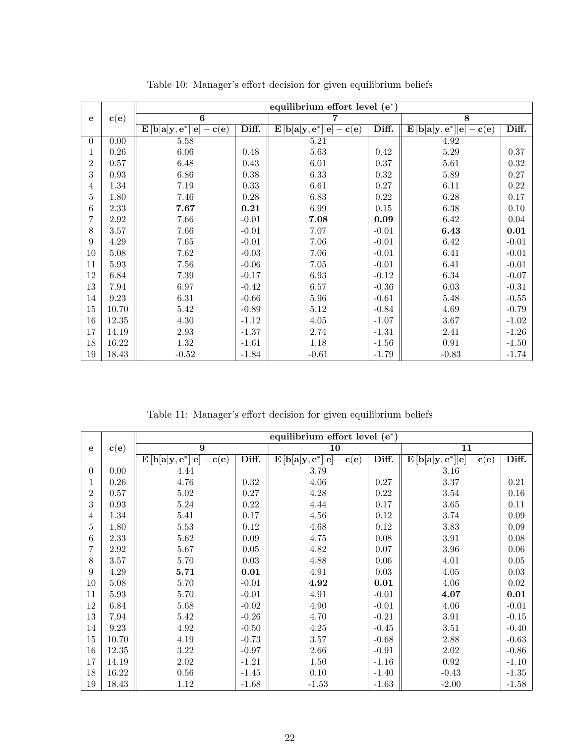Table 10: Manager's effort decision for given equilibrium beliefs

| $\mathbf{e}$ | $\mathbf{c(e)}$ | equilibrium effort level $(\mathbf{e}^*)$ | | | | | |
|---|---|---|---|---|---|---|---|
| | | **6** | | **7** | | **8** | |
| | | $\mathbf{E}[\mathbf{b}[\mathbf{a}\|\mathbf{y},\mathbf{e}^*]\|\mathbf{e}]-\mathbf{c}(\mathbf{e})$ | **Diff.** | $\mathbf{E}[\mathbf{b}[\mathbf{a}\|\mathbf{y},\mathbf{e}^*]\|\mathbf{e}]-\mathbf{c}(\mathbf{e})$ | **Diff.** | $\mathbf{E}[\mathbf{b}[\mathbf{a}\|\mathbf{y},\mathbf{e}^*]\|\mathbf{e}]-\mathbf{c}(\mathbf{e})$ | **Diff.** |
| 0 | 0.00 | 5.58 | | 5.21 | | 4.92 | |
| 1 | 0.26 | 6.06 | 0.48 | 5.63 | 0.42 | 5.29 | 0.37 |
| 2 | 0.57 | 6.48 | 0.43 | 6.01 | 0.37 | 5.61 | 0.32 |
| 3 | 0.93 | 6.86 | 0.38 | 6.33 | 0.32 | 5.89 | 0.27 |
| 4 | 1.34 | 7.19 | 0.33 | 6.61 | 0.27 | 6.11 | 0.22 |
| 5 | 1.80 | 7.46 | 0.28 | 6.83 | 0.22 | 6.28 | 0.17 |
| 6 | 2.33 | **7.67** | **0.21** | 6.99 | 0.15 | 6.38 | 0.10 |
| 7 | 2.92 | 7.66 | -0.01 | **7.08** | **0.09** | 6.42 | 0.04 |
| 8 | 3.57 | 7.66 | -0.01 | 7.07 | -0.01 | **6.43** | **0.01** |
| 9 | 4.29 | 7.65 | -0.01 | 7.06 | -0.01 | 6.42 | -0.01 |
| 10 | 5.08 | 7.62 | -0.03 | 7.06 | -0.01 | 6.41 | -0.01 |
| 11 | 5.93 | 7.56 | -0.06 | 7.05 | -0.01 | 6.41 | -0.01 |
| 12 | 6.84 | 7.39 | -0.17 | 6.93 | -0.12 | 6.34 | -0.07 |
| 13 | 7.94 | 6.97 | -0.42 | 6.57 | -0.36 | 6.03 | -0.31 |
| 14 | 9.23 | 6.31 | -0.66 | 5.96 | -0.61 | 5.48 | -0.55 |
| 15 | 10.70 | 5.42 | -0.89 | 5.12 | -0.84 | 4.69 | -0.79 |
| 16 | 12.35 | 4.30 | -1.12 | 4.05 | -1.07 | 3.67 | -1.02 |
| 17 | 14.19 | 2.93 | -1.37 | 2.74 | -1.31 | 2.41 | -1.26 |
| 18 | 16.22 | 1.32 | -1.61 | 1.18 | -1.56 | 0.91 | -1.50 |
| 19 | 18.43 | -0.52 | -1.84 | -0.61 | -1.79 | -0.83 | -1.74 |

Table 11: Manager's effort decision for given equilibrium beliefs

| $\mathbf{e}$ | $\mathbf{c(e)}$ | equilibrium effort level $(\mathbf{e}^*)$ | | | | | |
|---|---|---|---|---|---|---|---|
| | | **9** | | **10** | | **11** | |
| | | $\mathbf{E}[\mathbf{b}[\mathbf{a}\|\mathbf{y},\mathbf{e}^*]\|\mathbf{e}]-\mathbf{c}(\mathbf{e})$ | **Diff.** | $\mathbf{E}[\mathbf{b}[\mathbf{a}\|\mathbf{y},\mathbf{e}^*]\|\mathbf{e}]-\mathbf{c}(\mathbf{e})$ | **Diff.** | $\mathbf{E}[\mathbf{b}[\mathbf{a}\|\mathbf{y},\mathbf{e}^*]\|\mathbf{e}]-\mathbf{c}(\mathbf{e})$ | **Diff.** |
| 0 | 0.00 | 4.44 | | 3.79 | | 3.16 | |
| 1 | 0.26 | 4.76 | 0.32 | 4.06 | 0.27 | 3.37 | 0.21 |
| 2 | 0.57 | 5.02 | 0.27 | 4.28 | 0.22 | 3.54 | 0.16 |
| 3 | 0.93 | 5.24 | 0.22 | 4.44 | 0.17 | 3.65 | 0.11 |
| 4 | 1.34 | 5.41 | 0.17 | 4.56 | 0.12 | 3.74 | 0.09 |
| 5 | 1.80 | 5.53 | 0.12 | 4.68 | 0.12 | 3.83 | 0.09 |
| 6 | 2.33 | 5.62 | 0.09 | 4.75 | 0.08 | 3.91 | 0.08 |
| 7 | 2.92 | 5.67 | 0.05 | 4.82 | 0.07 | 3.96 | 0.06 |
| 8 | 3.57 | 5.70 | 0.03 | 4.88 | 0.06 | 4.01 | 0.05 |
| 9 | 4.29 | **5.71** | **0.01** | 4.91 | 0.03 | 4.05 | 0.03 |
| 10 | 5.08 | 5.70 | -0.01 | **4.92** | **0.01** | 4.06 | 0.02 |
| 11 | 5.93 | 5.70 | -0.01 | 4.91 | -0.01 | **4.07** | **0.01** |
| 12 | 6.84 | 5.68 | -0.02 | 4.90 | -0.01 | 4.06 | -0.01 |
| 13 | 7.94 | 5.42 | -0.26 | 4.70 | -0.21 | 3.91 | -0.15 |
| 14 | 9.23 | 4.92 | -0.50 | 4.25 | -0.45 | 3.51 | -0.40 |
| 15 | 10.70 | 4.19 | -0.73 | 3.57 | -0.68 | 2.88 | -0.63 |
| 16 | 12.35 | 3.22 | -0.97 | 2.66 | -0.91 | 2.02 | -0.86 |
| 17 | 14.19 | 2.02 | -1.21 | 1.50 | -1.16 | 0.92 | -1.10 |
| 18 | 16.22 | 0.56 | -1.45 | 0.10 | -1.40 | -0.43 | -1.35 |
| 19 | 18.43 | 1.12 | -1.68 | -1.53 | -1.63 | -2.00 | -1.58 |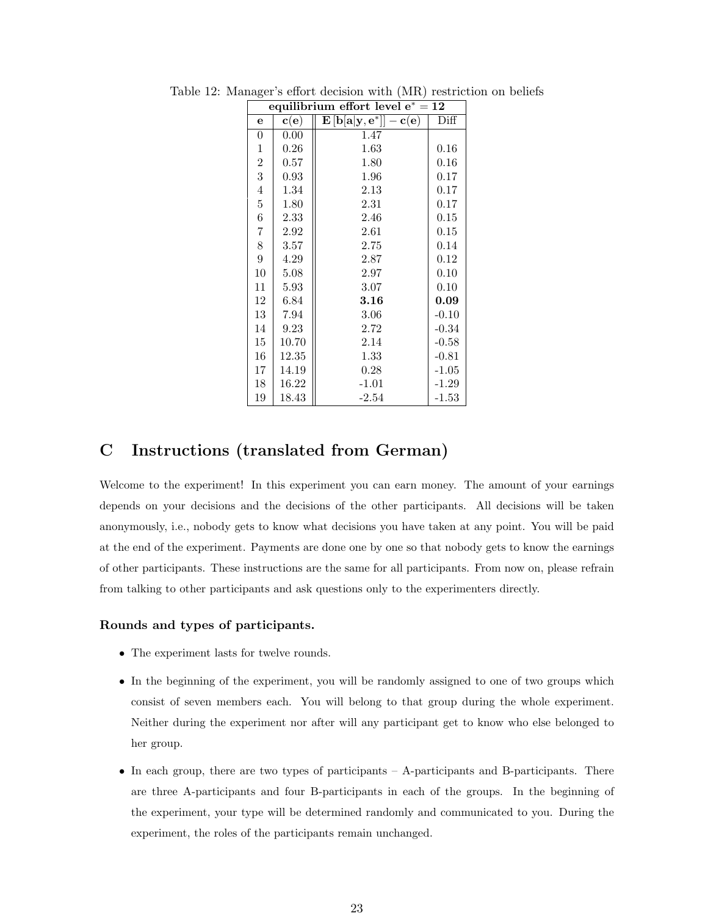Table 12: Manager's effort decision with (MR) restriction on beliefs

| **equilibrium effort level $e^* = 12$** | | | |
|---|---|---|---|
| **e** | **c(e)** | $\mathbf{E}[\mathbf{b}[\mathbf{a}\vert\mathbf{y}, \mathbf{e}^*]] - \mathbf{c}(\mathbf{e})$ | Diff |
| 0 | 0.00 | 1.47 | |
| 1 | 0.26 | 1.63 | 0.16 |
| 2 | 0.57 | 1.80 | 0.16 |
| 3 | 0.93 | 1.96 | 0.17 |
| 4 | 1.34 | 2.13 | 0.17 |
| 5 | 1.80 | 2.31 | 0.17 |
| 6 | 2.33 | 2.46 | 0.15 |
| 7 | 2.92 | 2.61 | 0.15 |
| 8 | 3.57 | 2.75 | 0.14 |
| 9 | 4.29 | 2.87 | 0.12 |
| 10 | 5.08 | 2.97 | 0.10 |
| 11 | 5.93 | 3.07 | 0.10 |
| 12 | 6.84 | **3.16** | **0.09** |
| 13 | 7.94 | 3.06 | -0.10 |
| 14 | 9.23 | 2.72 | -0.34 |
| 15 | 10.70 | 2.14 | -0.58 |
| 16 | 12.35 | 1.33 | -0.81 |
| 17 | 14.19 | 0.28 | -1.05 |
| 18 | 16.22 | -1.01 | -1.29 |
| 19 | 18.43 | -2.54 | -1.53 |

# C Instructions (translated from German)

Welcome to the experiment! In this experiment you can earn money. The amount of your earnings depends on your decisions and the decisions of the other participants. All decisions will be taken anonymously, i.e., nobody gets to know what decisions you have taken at any point. You will be paid at the end of the experiment. Payments are done one by one so that nobody gets to know the earnings of other participants. These instructions are the same for all participants. From now on, please refrain from talking to other participants and ask questions only to the experimenters directly.

### Rounds and types of participants.

- The experiment lasts for twelve rounds.
- In the beginning of the experiment, you will be randomly assigned to one of two groups which consist of seven members each. You will belong to that group during the whole experiment. Neither during the experiment nor after will any participant get to know who else belonged to her group.
- In each group, there are two types of participants – A-participants and B-participants. There are three A-participants and four B-participants in each of the groups. In the beginning of the experiment, your type will be determined randomly and communicated to you. During the experiment, the roles of the participants remain unchanged.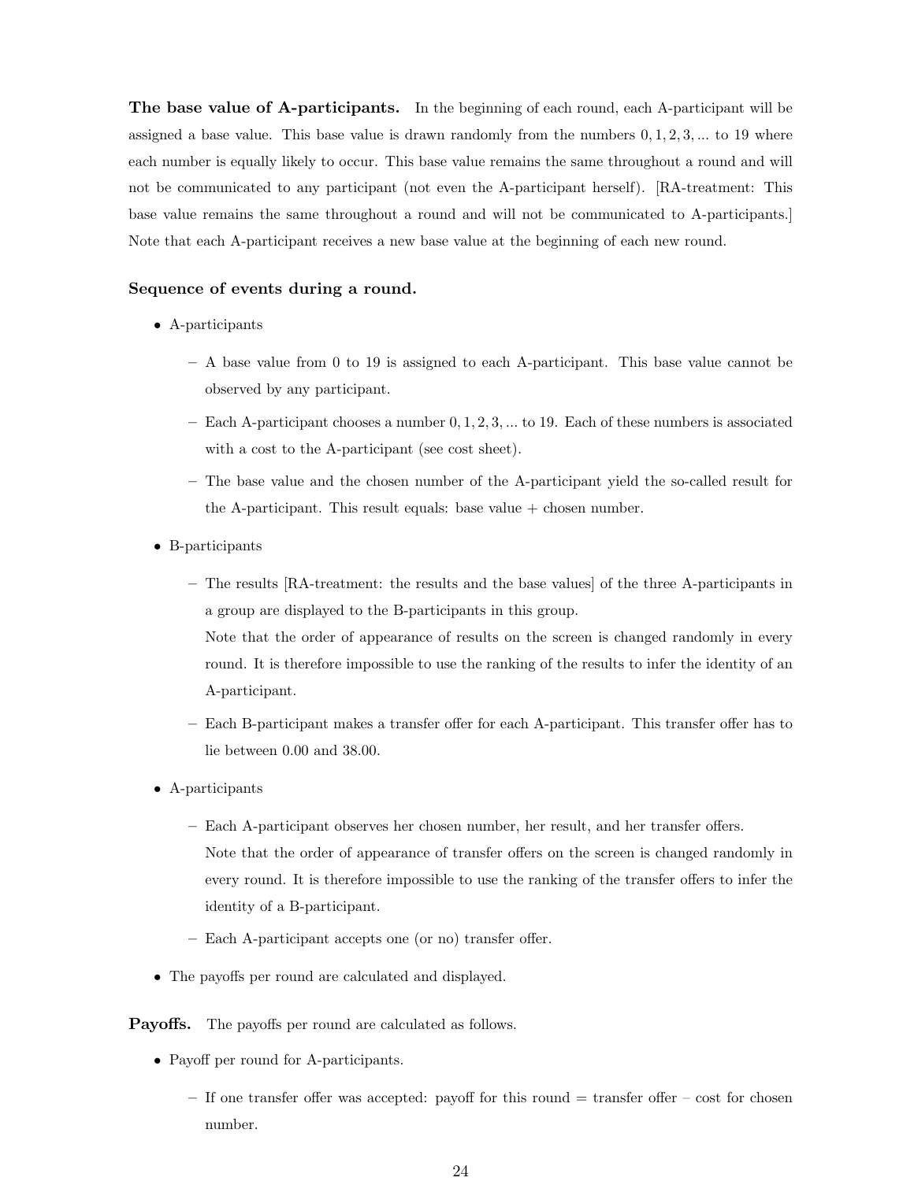**The base value of A-participants.** In the beginning of each round, each A-participant will be assigned a base value. This base value is drawn randomly from the numbers $0, 1, 2, 3, ...$ to 19 where each number is equally likely to occur. This base value remains the same throughout a round and will not be communicated to any participant (not even the A-participant herself). [RA-treatment: This base value remains the same throughout a round and will not be communicated to A-participants.] Note that each A-participant receives a new base value at the beginning of each new round.

**Sequence of events during a round.**

- A-participants
  - A base value from 0 to 19 is assigned to each A-participant. This base value cannot be observed by any participant.
  - Each A-participant chooses a number $0, 1, 2, 3, ...$ to 19. Each of these numbers is associated with a cost to the A-participant (see cost sheet).
  - The base value and the chosen number of the A-participant yield the so-called result for the A-participant. This result equals: base value + chosen number.
- B-participants
  - The results [RA-treatment: the results and the base values] of the three A-participants in a group are displayed to the B-participants in this group.
    Note that the order of appearance of results on the screen is changed randomly in every round. It is therefore impossible to use the ranking of the results to infer the identity of an A-participant.
  - Each B-participant makes a transfer offer for each A-participant. This transfer offer has to lie between 0.00 and 38.00.
- A-participants
  - Each A-participant observes her chosen number, her result, and her transfer offers.
    Note that the order of appearance of transfer offers on the screen is changed randomly in every round. It is therefore impossible to use the ranking of the transfer offers to infer the identity of a B-participant.
  - Each A-participant accepts one (or no) transfer offer.
- The payoffs per round are calculated and displayed.

**Payoffs.** The payoffs per round are calculated as follows.

- Payoff per round for A-participants.
  - If one transfer offer was accepted: payoff for this round = transfer offer – cost for chosen number.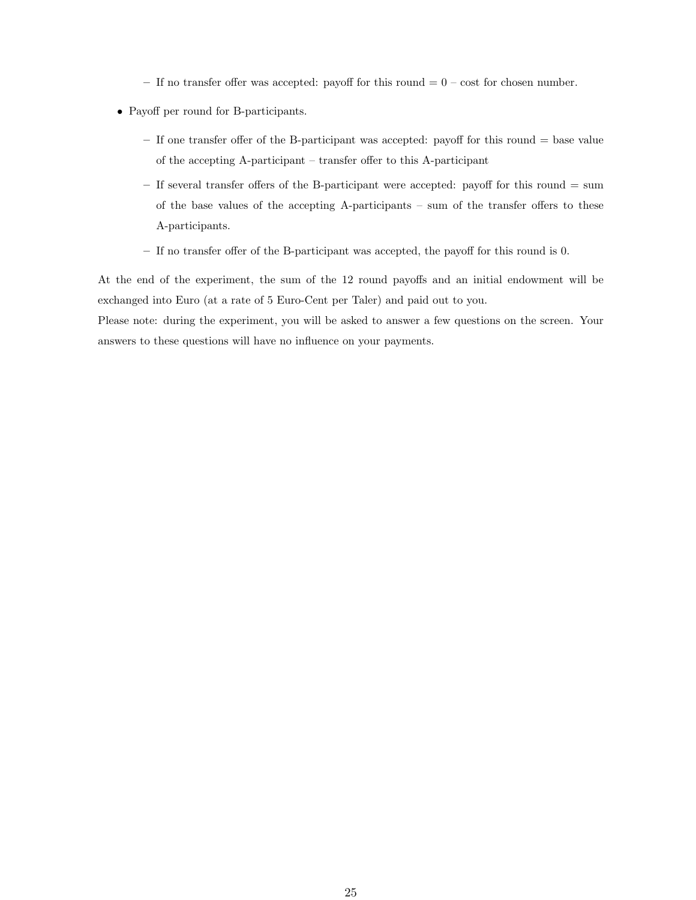- If no transfer offer was accepted: payoff for this round = 0 – cost for chosen number.

- Payoff per round for B-participants.
  - If one transfer offer of the B-participant was accepted: payoff for this round = base value of the accepting A-participant – transfer offer to this A-participant
  - If several transfer offers of the B-participant were accepted: payoff for this round = sum of the base values of the accepting A-participants – sum of the transfer offers to these A-participants.
  - If no transfer offer of the B-participant was accepted, the payoff for this round is 0.

At the end of the experiment, the sum of the 12 round payoffs and an initial endowment will be exchanged into Euro (at a rate of 5 Euro-Cent per Taler) and paid out to you.

Please note: during the experiment, you will be asked to answer a few questions on the screen. Your answers to these questions will have no influence on your payments.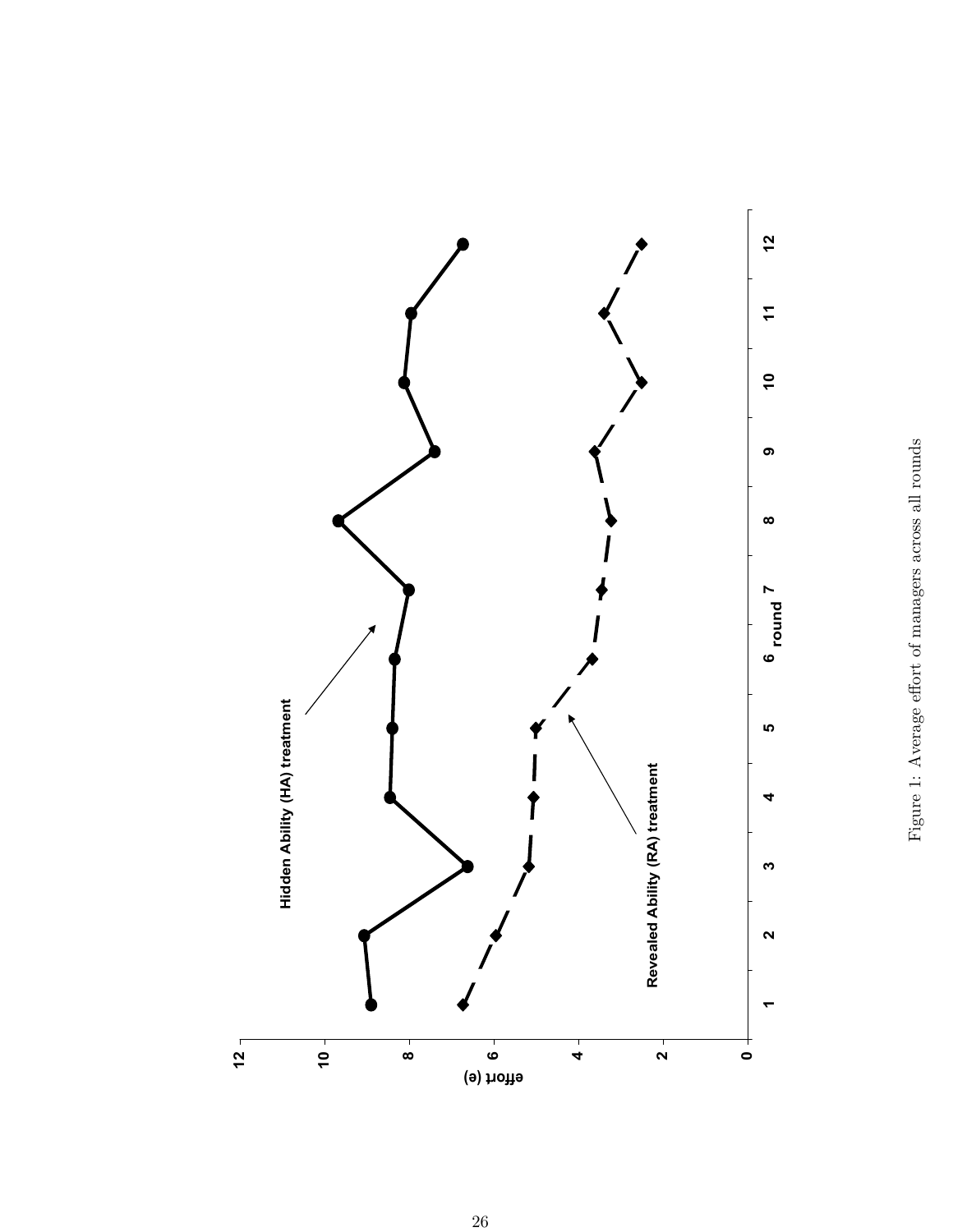Figure 1: Average effort of managers across all rounds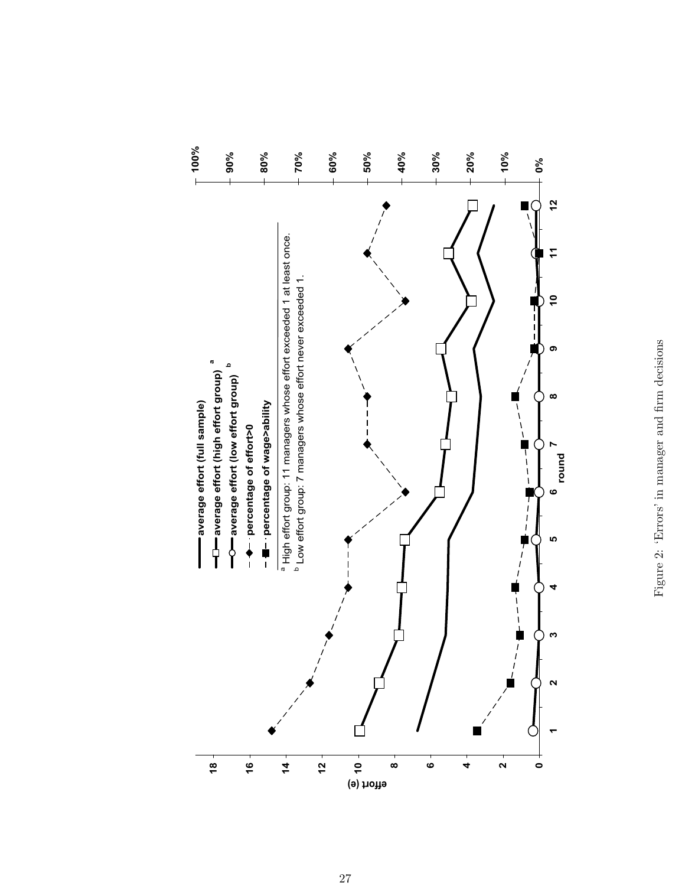Figure 2: 'Errors' in manager and firm decisions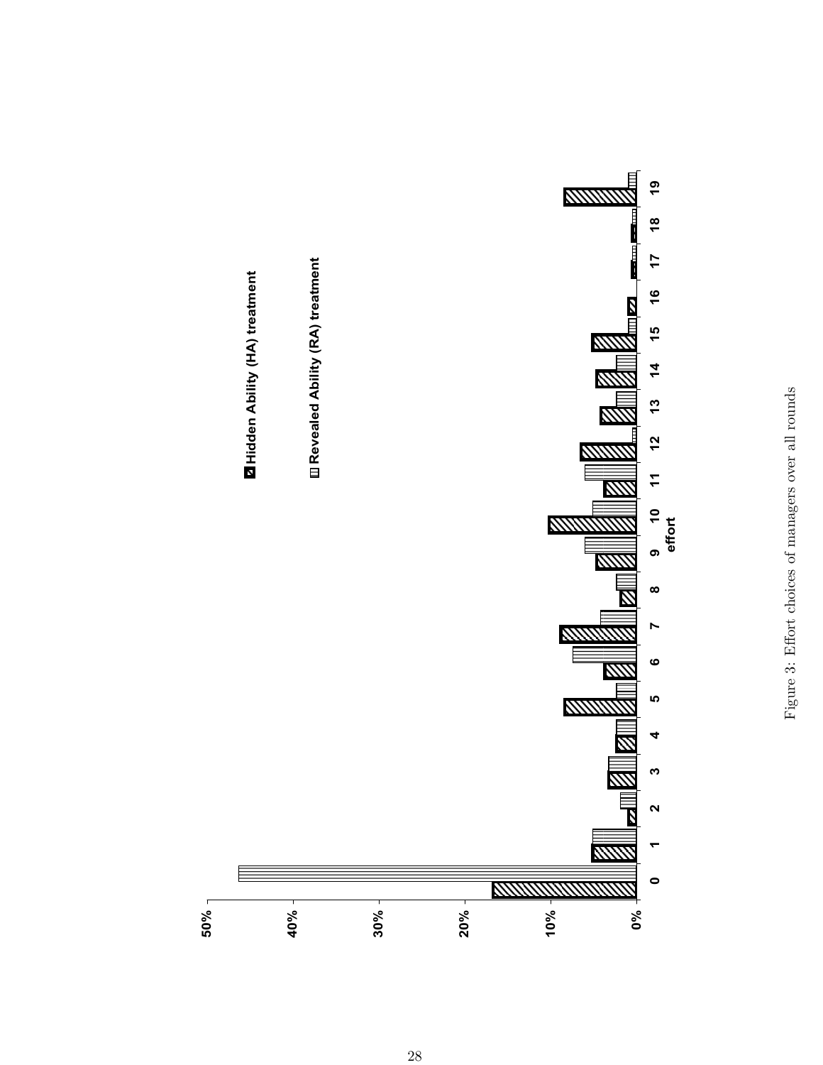Figure 3: Effort choices of managers over all rounds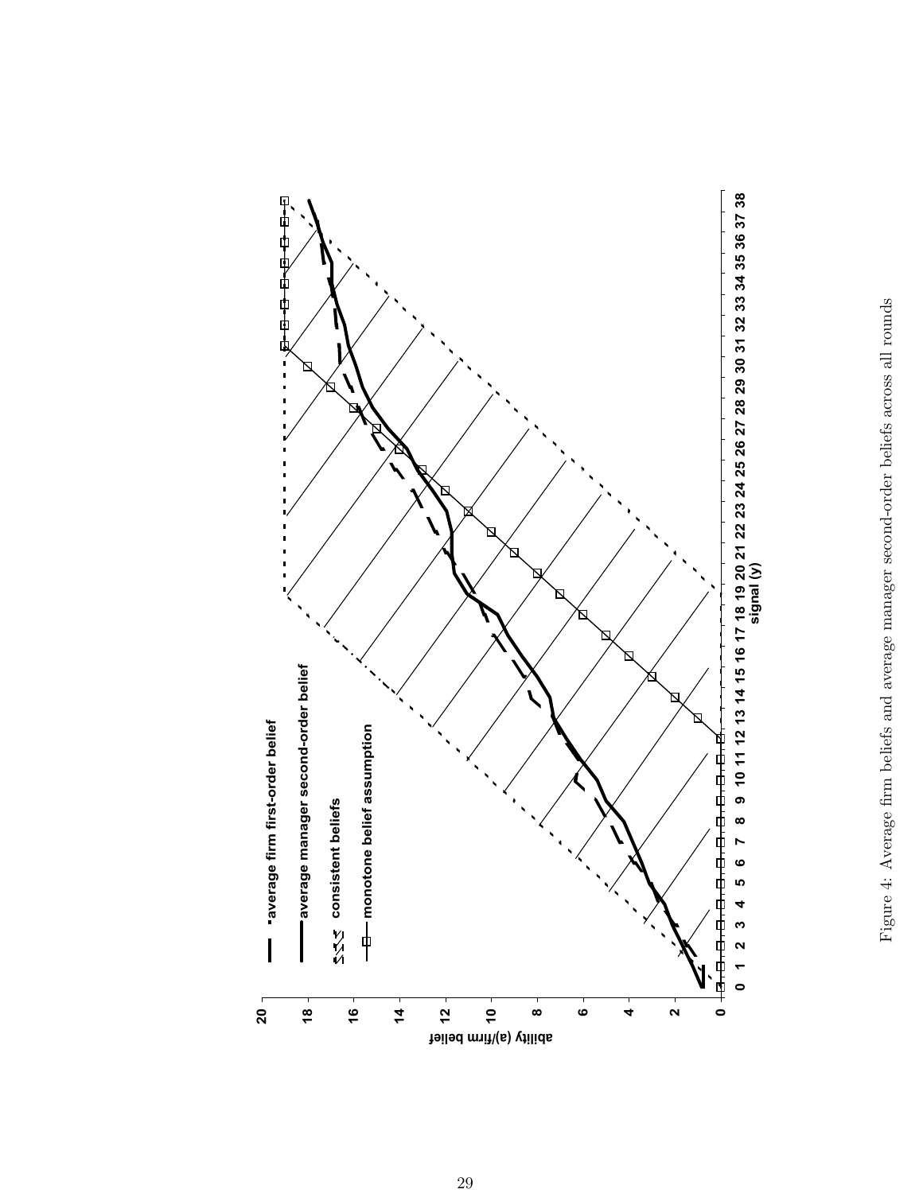Figure 4: Average firm beliefs and average manager second-order beliefs across all rounds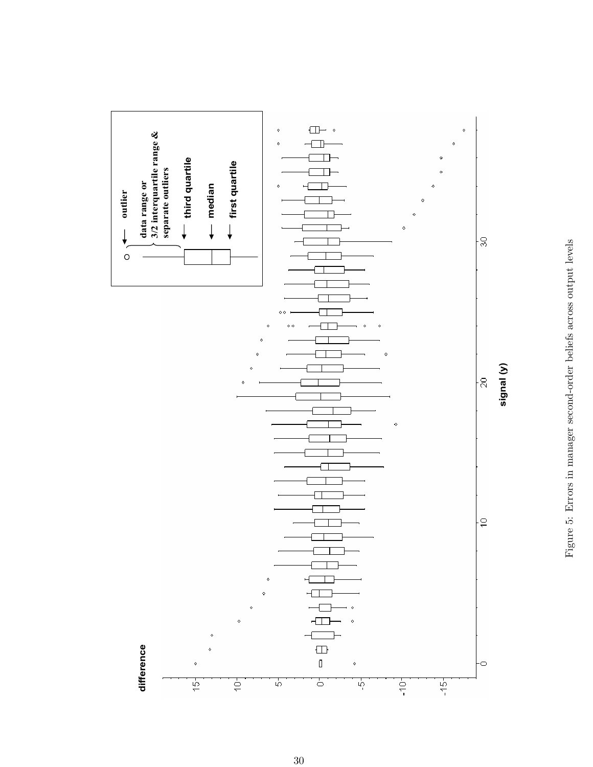Figure 5: Errors in manager second-order beliefs across output levels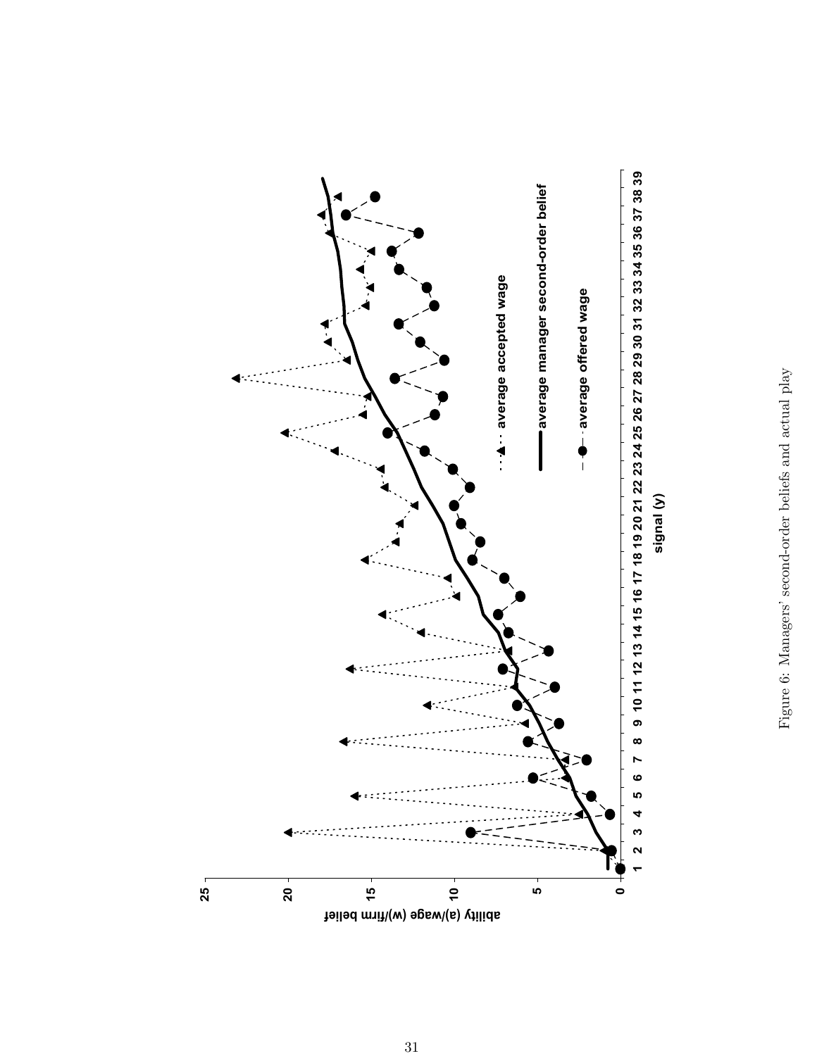Figure 6: Managers' second-order beliefs and actual play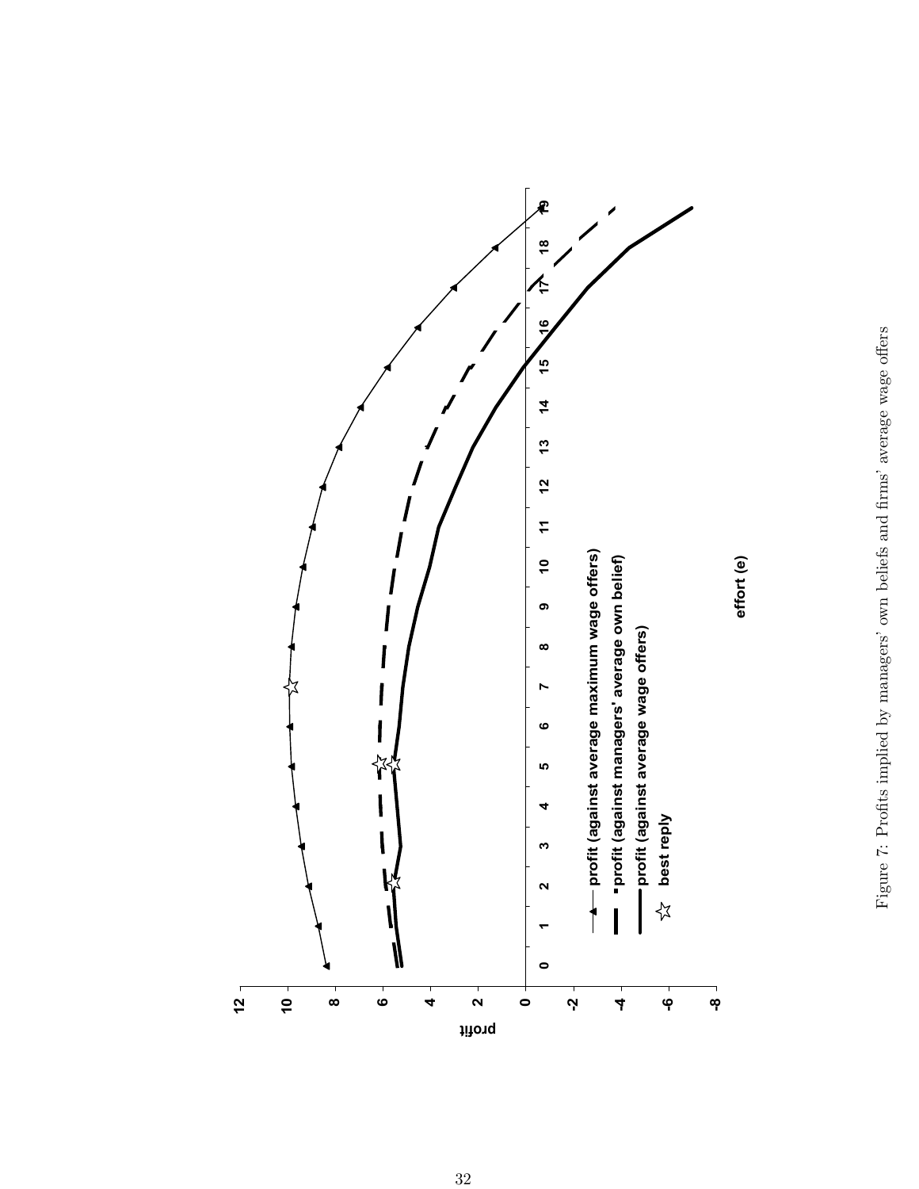Figure 7: Profits implied by managers' own beliefs and firms' average wage offers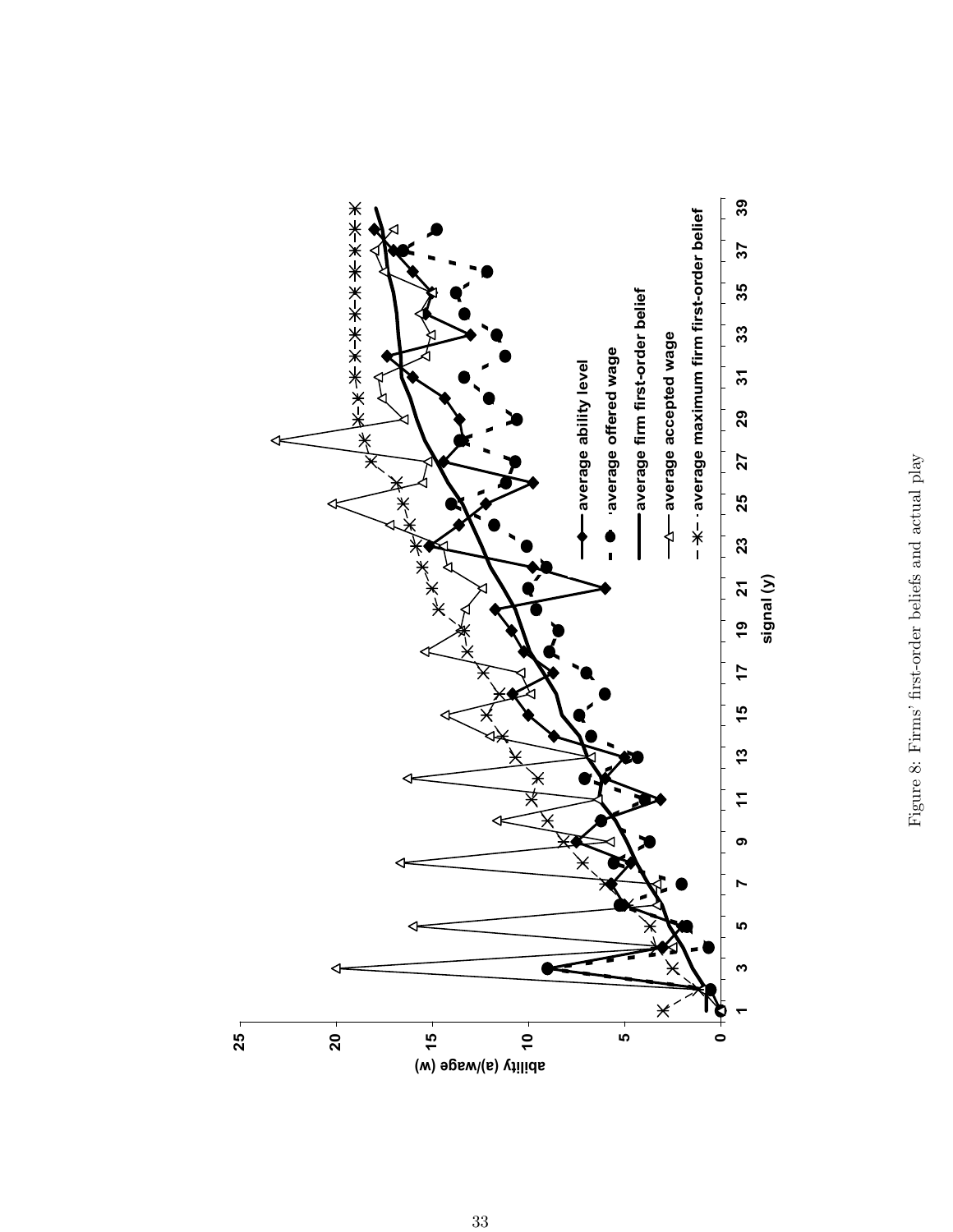Figure 8: Firms' first-order beliefs and actual play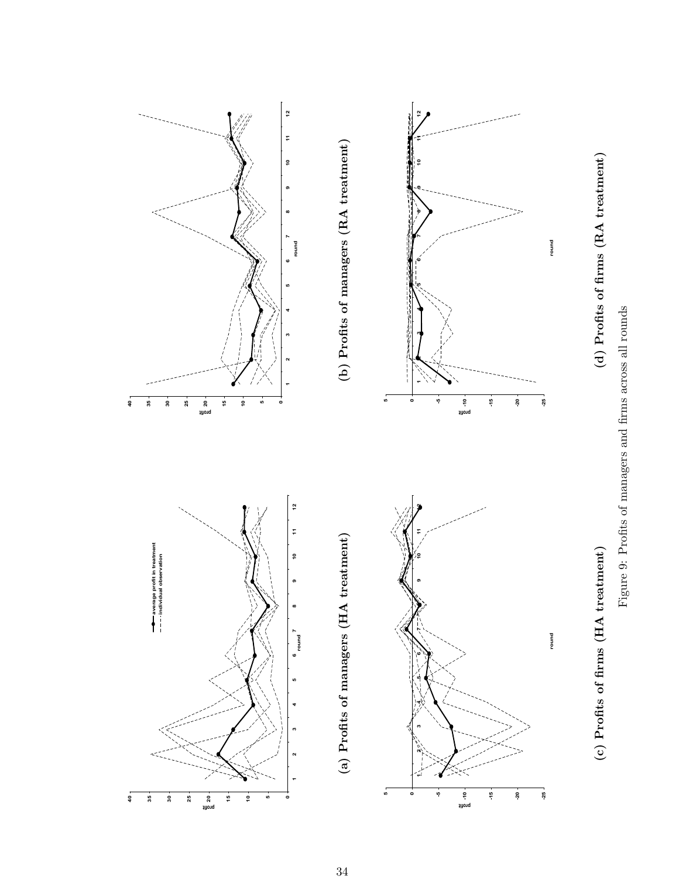average profit in treatment
individual observation

profit

round

(a) Profits of managers (HA treatment)

profit

round

(b) Profits of managers (RA treatment)

profit

round

(c) Profits of firms (HA treatment)

profit

round

(d) Profits of firms (RA treatment)

Figure 9: Profits of managers and firms across all rounds